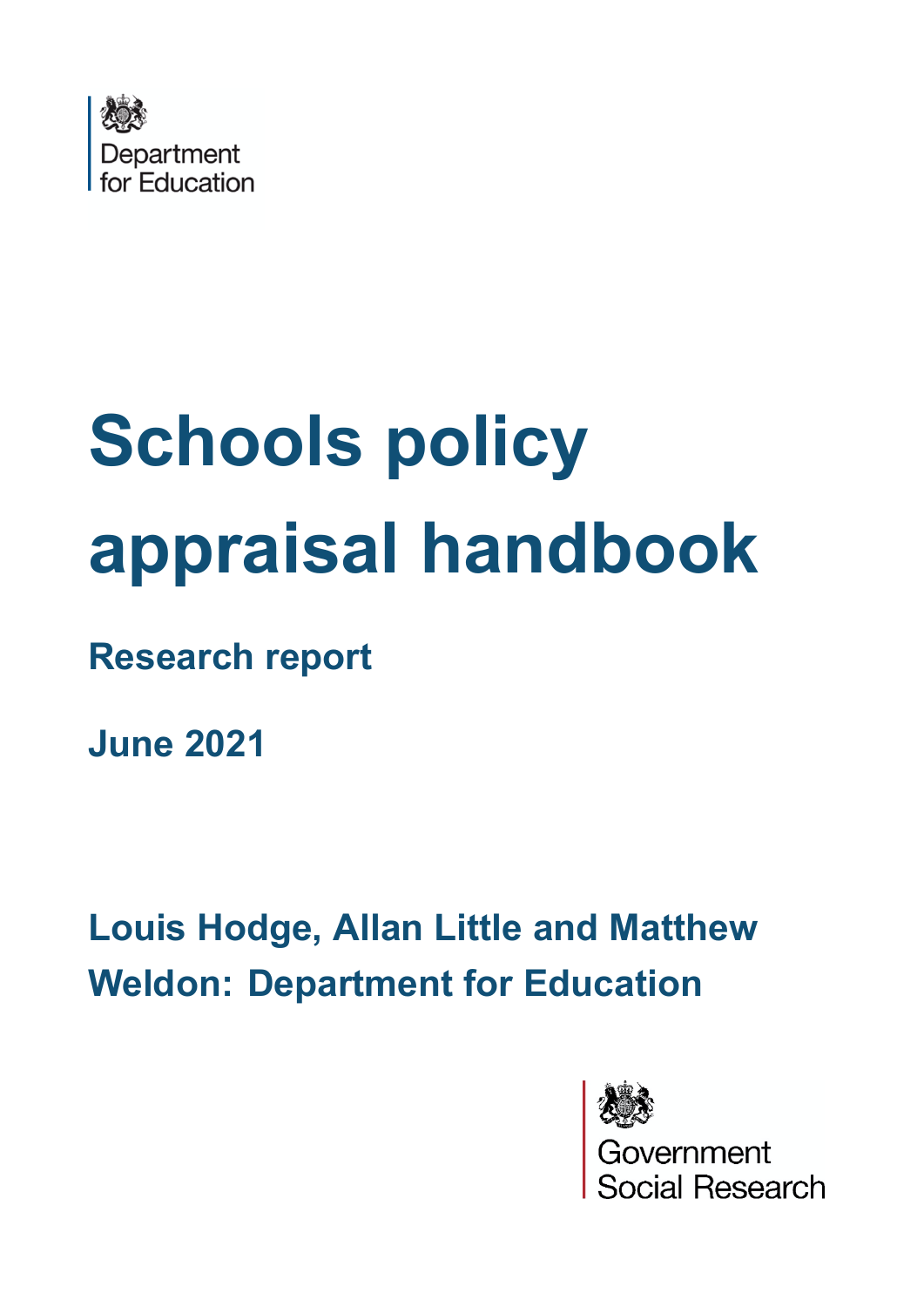Department for Education

# Schools policy appraisal handbook

## Research report

## June 2021

## Louis Hodge, Allan Little and Matthew Weldon: Department for Education

Government Social Research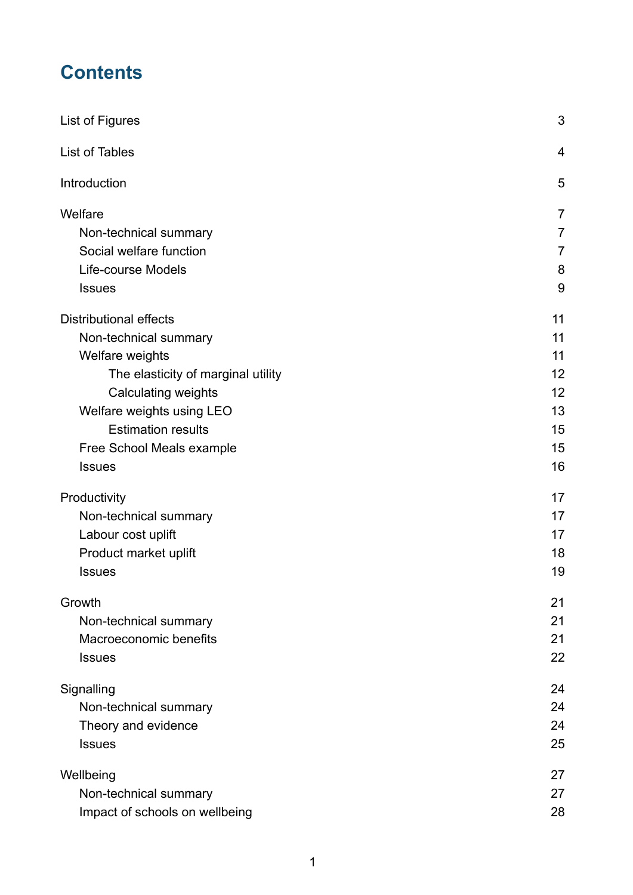# Contents

| | |
|---|---|
| List of Figures | 3 |
| List of Tables | 4 |
| Introduction | 5 |
| Welfare | 7 |
| Non-technical summary | 7 |
| Social welfare function | 7 |
| Life-course Models | 8 |
| Issues | 9 |
| Distributional effects | 11 |
| Non-technical summary | 11 |
| Welfare weights | 11 |
| The elasticity of marginal utility | 12 |
| Calculating weights | 12 |
| Welfare weights using LEO | 13 |
| Estimation results | 15 |
| Free School Meals example | 15 |
| Issues | 16 |
| Productivity | 17 |
| Non-technical summary | 17 |
| Labour cost uplift | 17 |
| Product market uplift | 18 |
| Issues | 19 |
| Growth | 21 |
| Non-technical summary | 21 |
| Macroeconomic benefits | 21 |
| Issues | 22 |
| Signalling | 24 |
| Non-technical summary | 24 |
| Theory and evidence | 24 |
| Issues | 25 |
| Wellbeing | 27 |
| Non-technical summary | 27 |
| Impact of schools on wellbeing | 28 |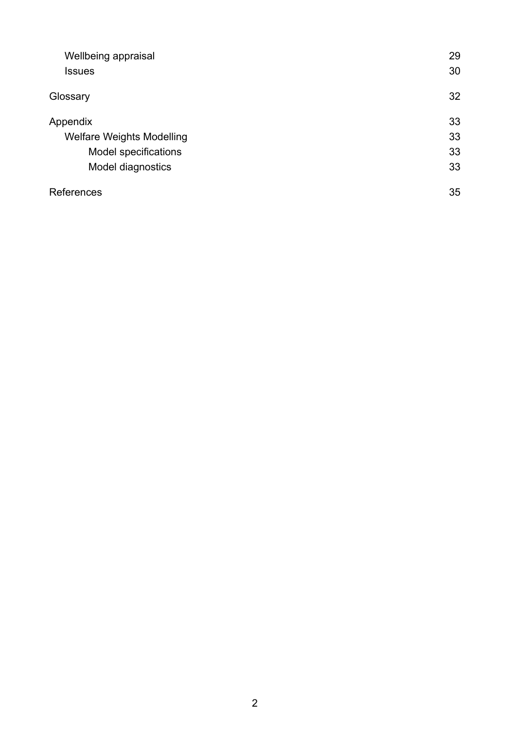Wellbeing appraisal 29

Issues 30

Glossary 32

Appendix 33

Welfare Weights Modelling 33

Model specifications 33

Model diagnostics 33

References 35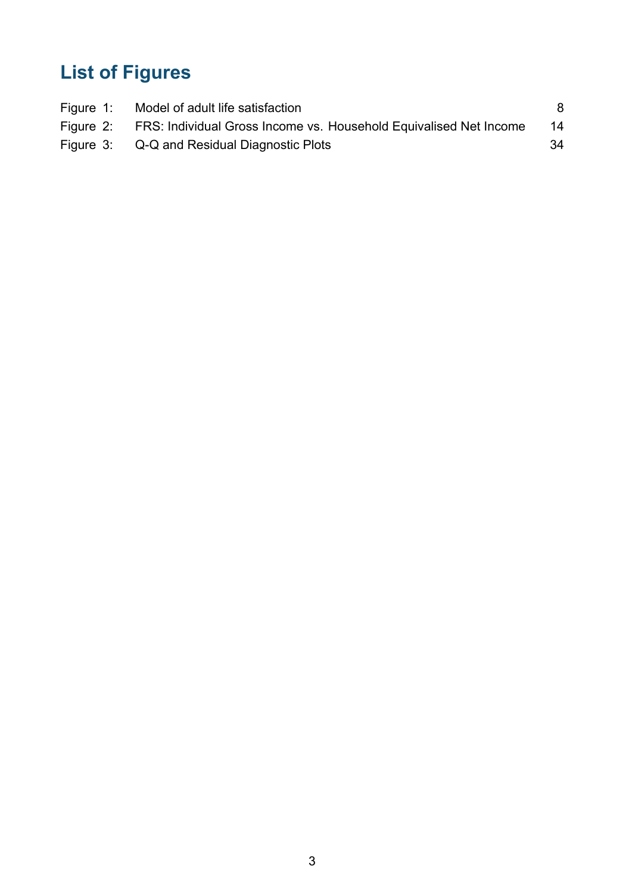# List of Figures

| | | |
|---|---|---|
| Figure 1: | Model of adult life satisfaction | 8 |
| Figure 2: | FRS: Individual Gross Income vs. Household Equivalised Net Income | 14 |
| Figure 3: | Q-Q and Residual Diagnostic Plots | 34 |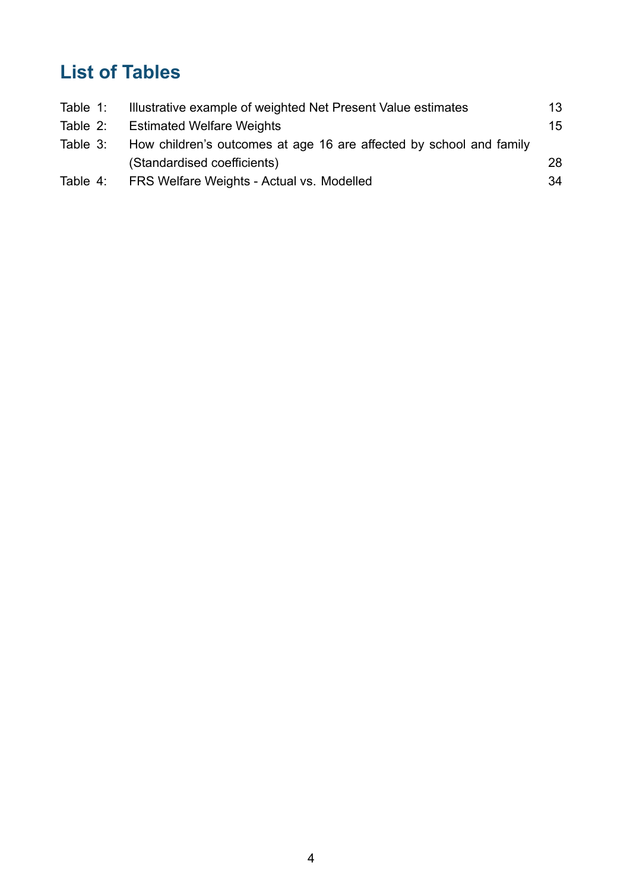# List of Tables

| | | |
|---|---|---|
| Table 1: | Illustrative example of weighted Net Present Value estimates | 13 |
| Table 2: | Estimated Welfare Weights | 15 |
| Table 3: | How children's outcomes at age 16 are affected by school and family (Standardised coefficients) | 28 |
| Table 4: | FRS Welfare Weights - Actual vs. Modelled | 34 |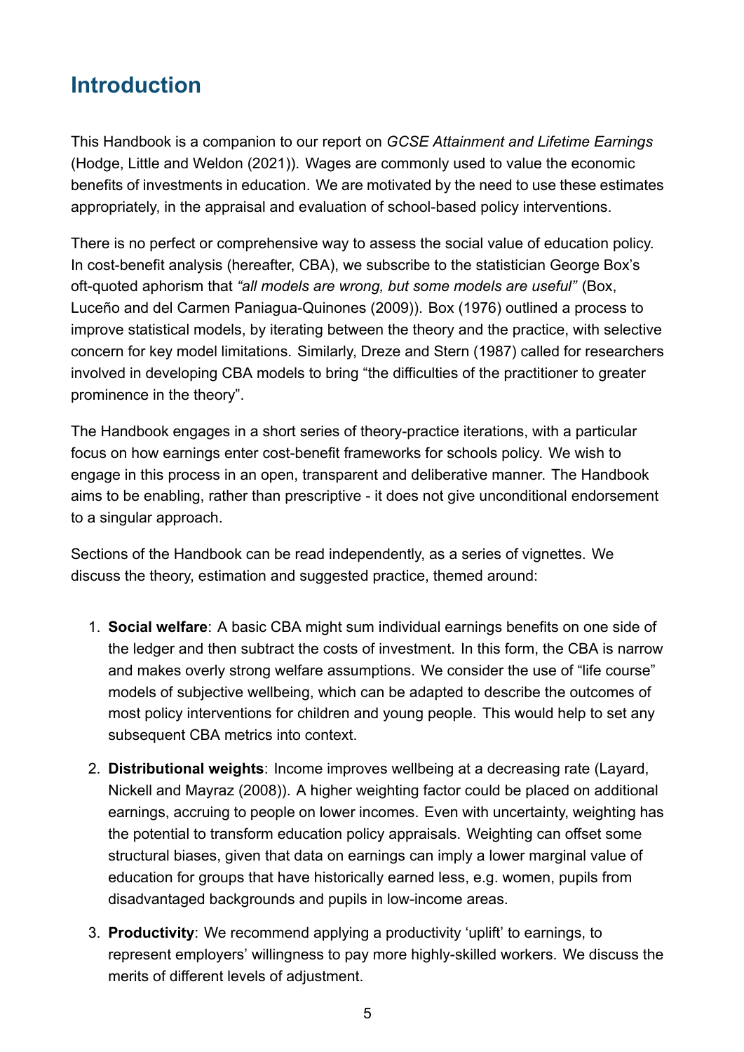## Introduction

This Handbook is a companion to our report on *GCSE Attainment and Lifetime Earnings* (Hodge, Little and Weldon (2021)). Wages are commonly used to value the economic benefits of investments in education. We are motivated by the need to use these estimates appropriately, in the appraisal and evaluation of school-based policy interventions.

There is no perfect or comprehensive way to assess the social value of education policy. In cost-benefit analysis (hereafter, CBA), we subscribe to the statistician George Box's oft-quoted aphorism that *"all models are wrong, but some models are useful"* (Box, Luceño and del Carmen Paniagua-Quinones (2009)). Box (1976) outlined a process to improve statistical models, by iterating between the theory and the practice, with selective concern for key model limitations. Similarly, Dreze and Stern (1987) called for researchers involved in developing CBA models to bring "the difficulties of the practitioner to greater prominence in the theory".

The Handbook engages in a short series of theory-practice iterations, with a particular focus on how earnings enter cost-benefit frameworks for schools policy. We wish to engage in this process in an open, transparent and deliberative manner. The Handbook aims to be enabling, rather than prescriptive - it does not give unconditional endorsement to a singular approach.

Sections of the Handbook can be read independently, as a series of vignettes. We discuss the theory, estimation and suggested practice, themed around:

1. **Social welfare**: A basic CBA might sum individual earnings benefits on one side of the ledger and then subtract the costs of investment. In this form, the CBA is narrow and makes overly strong welfare assumptions. We consider the use of "life course" models of subjective wellbeing, which can be adapted to describe the outcomes of most policy interventions for children and young people. This would help to set any subsequent CBA metrics into context.
2. **Distributional weights**: Income improves wellbeing at a decreasing rate (Layard, Nickell and Mayraz (2008)). A higher weighting factor could be placed on additional earnings, accruing to people on lower incomes. Even with uncertainty, weighting has the potential to transform education policy appraisals. Weighting can offset some structural biases, given that data on earnings can imply a lower marginal value of education for groups that have historically earned less, e.g. women, pupils from disadvantaged backgrounds and pupils in low-income areas.
3. **Productivity**: We recommend applying a productivity 'uplift' to earnings, to represent employers' willingness to pay more highly-skilled workers. We discuss the merits of different levels of adjustment.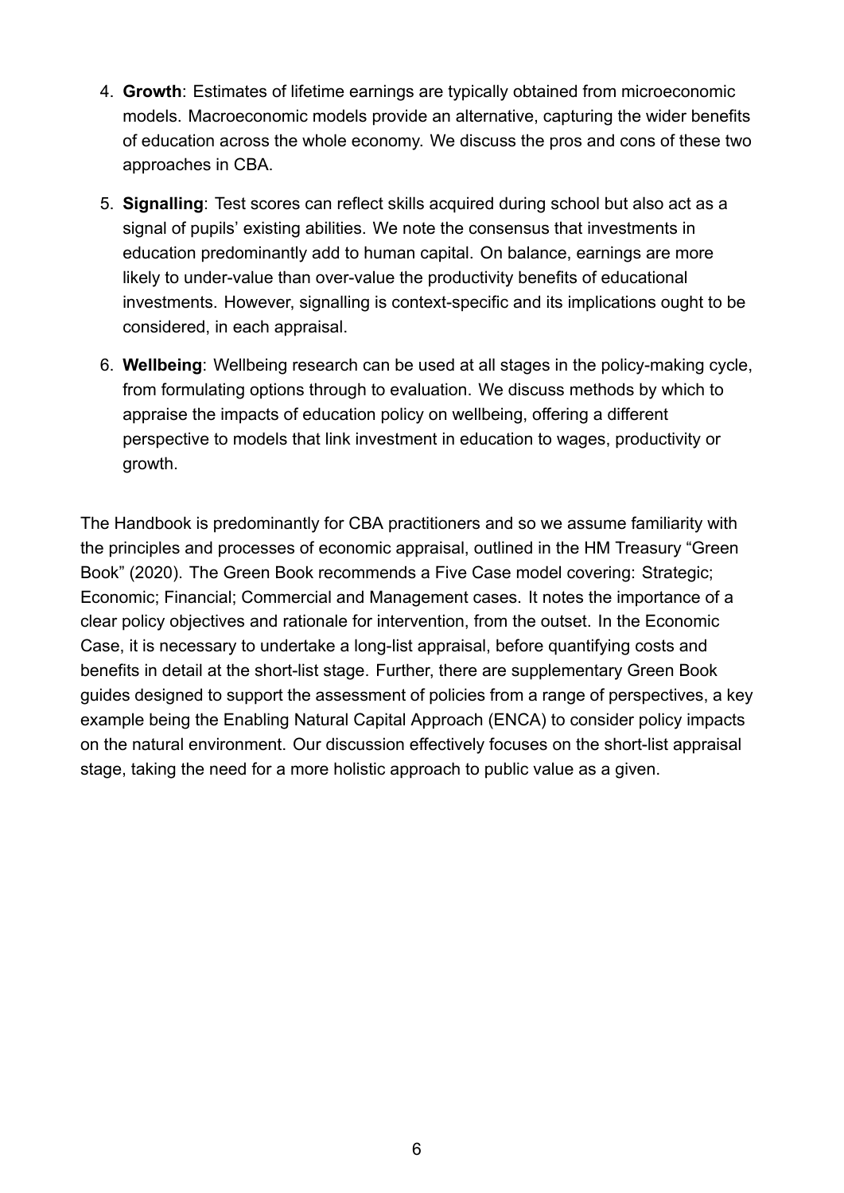4. **Growth**: Estimates of lifetime earnings are typically obtained from microeconomic models. Macroeconomic models provide an alternative, capturing the wider benefits of education across the whole economy. We discuss the pros and cons of these two approaches in CBA.

5. **Signalling**: Test scores can reflect skills acquired during school but also act as a signal of pupils' existing abilities. We note the consensus that investments in education predominantly add to human capital. On balance, earnings are more likely to under-value than over-value the productivity benefits of educational investments. However, signalling is context-specific and its implications ought to be considered, in each appraisal.

6. **Wellbeing**: Wellbeing research can be used at all stages in the policy-making cycle, from formulating options through to evaluation. We discuss methods by which to appraise the impacts of education policy on wellbeing, offering a different perspective to models that link investment in education to wages, productivity or growth.

The Handbook is predominantly for CBA practitioners and so we assume familiarity with the principles and processes of economic appraisal, outlined in the HM Treasury "Green Book" (2020). The Green Book recommends a Five Case model covering: Strategic; Economic; Financial; Commercial and Management cases. It notes the importance of a clear policy objectives and rationale for intervention, from the outset. In the Economic Case, it is necessary to undertake a long-list appraisal, before quantifying costs and benefits in detail at the short-list stage. Further, there are supplementary Green Book guides designed to support the assessment of policies from a range of perspectives, a key example being the Enabling Natural Capital Approach (ENCA) to consider policy impacts on the natural environment. Our discussion effectively focuses on the short-list appraisal stage, taking the need for a more holistic approach to public value as a given.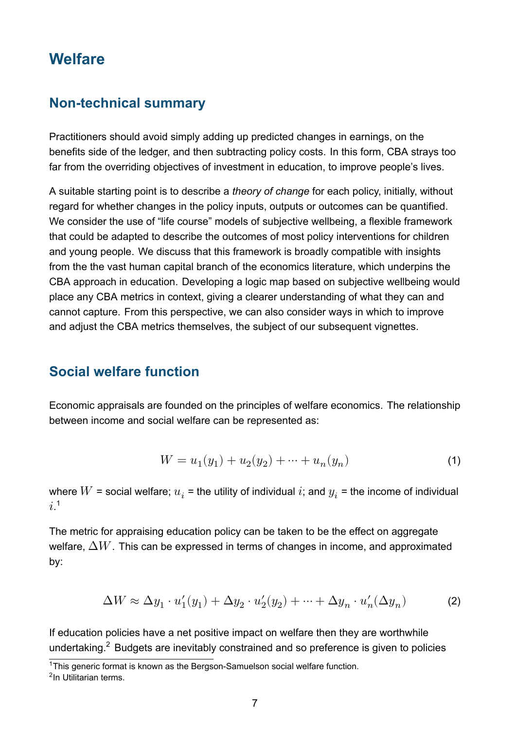# Welfare

## Non-technical summary

Practitioners should avoid simply adding up predicted changes in earnings, on the benefits side of the ledger, and then subtracting policy costs. In this form, CBA strays too far from the overriding objectives of investment in education, to improve people's lives.

A suitable starting point is to describe a *theory of change* for each policy, initially, without regard for whether changes in the policy inputs, outputs or outcomes can be quantified. We consider the use of "life course" models of subjective wellbeing, a flexible framework that could be adapted to describe the outcomes of most policy interventions for children and young people. We discuss that this framework is broadly compatible with insights from the the vast human capital branch of the economics literature, which underpins the CBA approach in education. Developing a logic map based on subjective wellbeing would place any CBA metrics in context, giving a clearer understanding of what they can and cannot capture. From this perspective, we can also consider ways in which to improve and adjust the CBA metrics themselves, the subject of our subsequent vignettes.

## Social welfare function

Economic appraisals are founded on the principles of welfare economics. The relationship between income and social welfare can be represented as:

$$W = u_1(y_1) + u_2(y_2) + \cdots + u_n(y_n) \tag{1}$$

where $W$ = social welfare; $u_i$ = the utility of individual $i$; and $y_i$ = the income of individual $i$.[1]

The metric for appraising education policy can be taken to be the effect on aggregate welfare, $\Delta W$. This can be expressed in terms of changes in income, and approximated by:

$$\Delta W \approx \Delta y_1 \cdot u_1'(y_1) + \Delta y_2 \cdot u_2'(y_2) + \cdots + \Delta y_n \cdot u_n'(\Delta y_n) \tag{2}$$

If education policies have a net positive impact on welfare then they are worthwhile undertaking.[2] Budgets are inevitably constrained and so preference is given to policies

[1] This generic format is known as the Bergson-Samuelson social welfare function.

[2] In Utilitarian terms.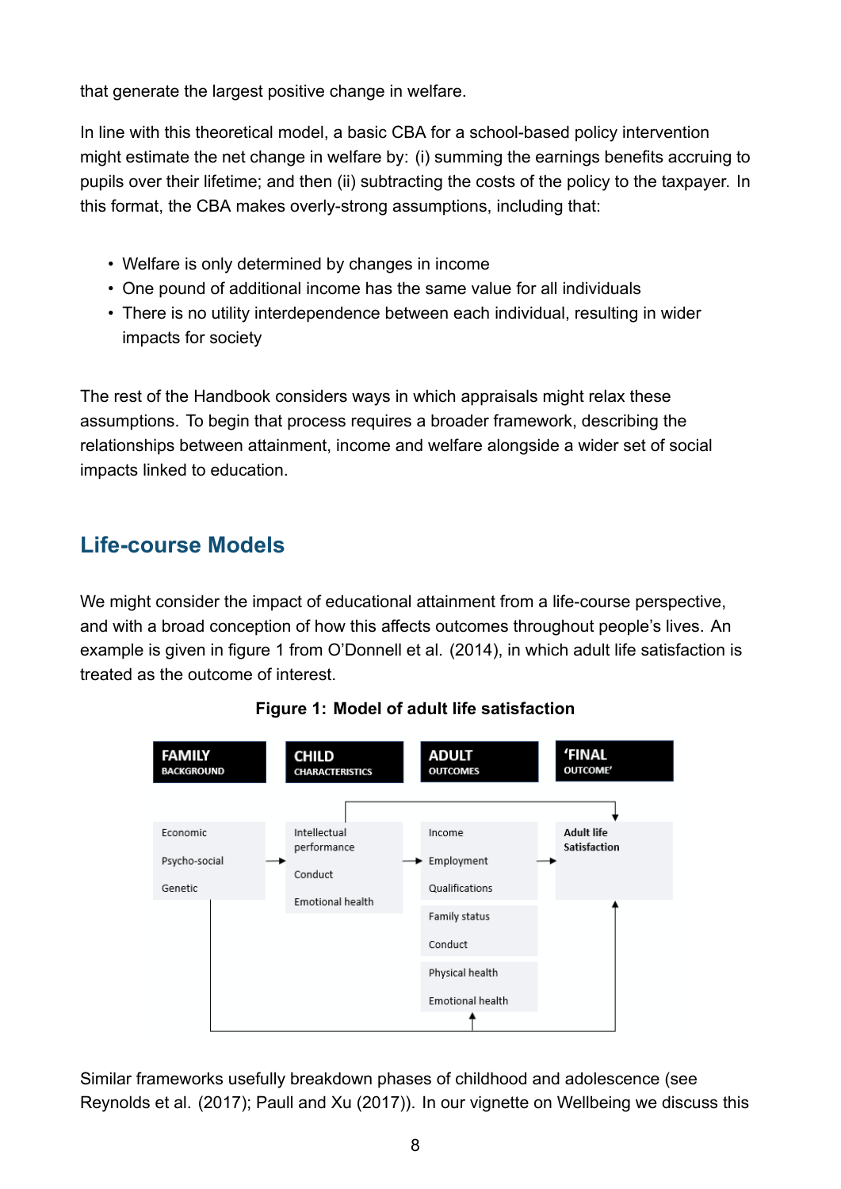that generate the largest positive change in welfare.

In line with this theoretical model, a basic CBA for a school-based policy intervention might estimate the net change in welfare by: (i) summing the earnings benefits accruing to pupils over their lifetime; and then (ii) subtracting the costs of the policy to the taxpayer. In this format, the CBA makes overly-strong assumptions, including that:

- Welfare is only determined by changes in income
- One pound of additional income has the same value for all individuals
- There is no utility interdependence between each individual, resulting in wider impacts for society

The rest of the Handbook considers ways in which appraisals might relax these assumptions. To begin that process requires a broader framework, describing the relationships between attainment, income and welfare alongside a wider set of social impacts linked to education.

## Life-course Models

We might consider the impact of educational attainment from a life-course perspective, and with a broad conception of how this affects outcomes throughout people's lives. An example is given in figure 1 from O'Donnell et al. (2014), in which adult life satisfaction is treated as the outcome of interest.

**Figure 1: Model of adult life satisfaction**

| FAMILY BACKGROUND | CHILD CHARACTERISTICS | ADULT OUTCOMES | 'FINAL OUTCOME' |
| --- | --- | --- | --- |
| Economic<br>Psycho-social<br>Genetic | Intellectual performance<br>Conduct<br>Emotional health | Income<br>Employment<br>Qualifications<br>Family status<br>Conduct<br>Physical health<br>Emotional health | Adult life Satisfaction |

Similar frameworks usefully breakdown phases of childhood and adolescence (see Reynolds et al. (2017); Paull and Xu (2017)). In our vignette on Wellbeing we discuss this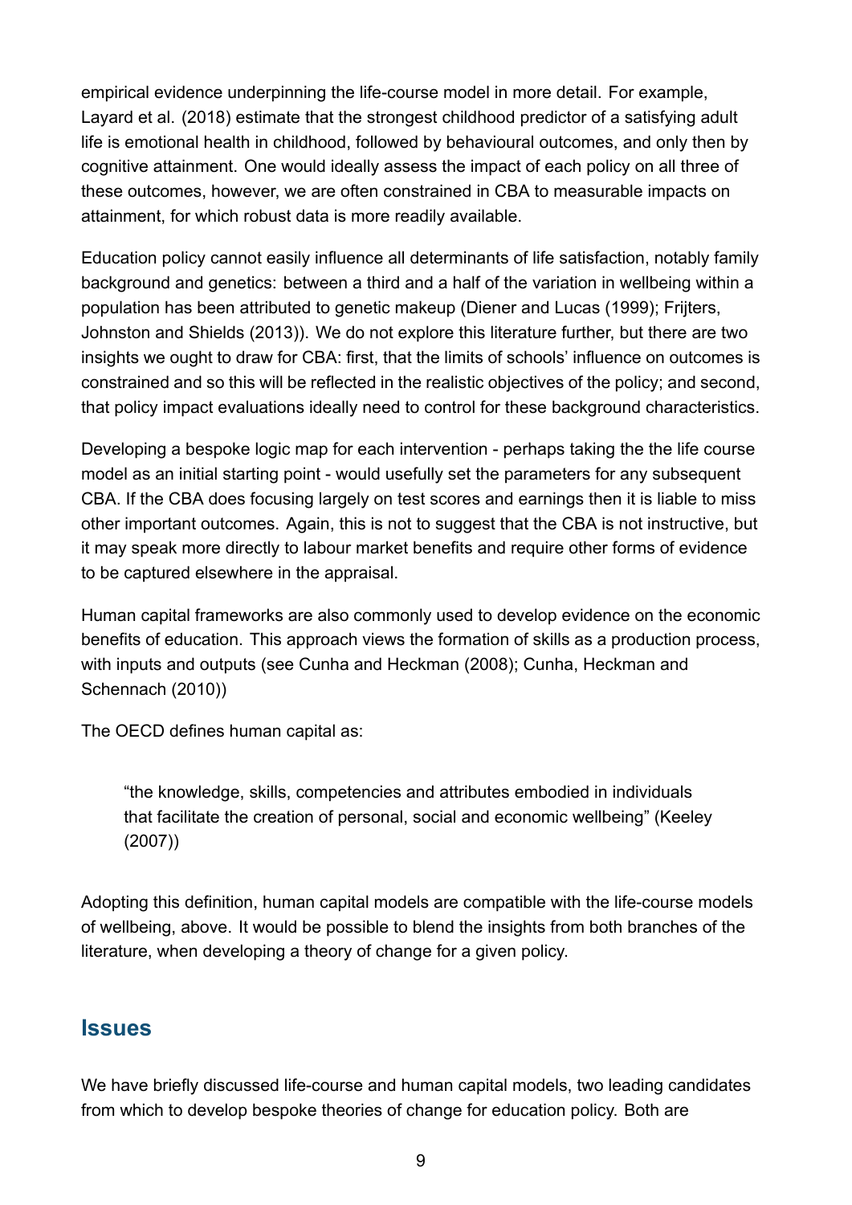empirical evidence underpinning the life-course model in more detail. For example, Layard et al. (2018) estimate that the strongest childhood predictor of a satisfying adult life is emotional health in childhood, followed by behavioural outcomes, and only then by cognitive attainment. One would ideally assess the impact of each policy on all three of these outcomes, however, we are often constrained in CBA to measurable impacts on attainment, for which robust data is more readily available.

Education policy cannot easily influence all determinants of life satisfaction, notably family background and genetics: between a third and a half of the variation in wellbeing within a population has been attributed to genetic makeup (Diener and Lucas (1999); Frijters, Johnston and Shields (2013)). We do not explore this literature further, but there are two insights we ought to draw for CBA: first, that the limits of schools' influence on outcomes is constrained and so this will be reflected in the realistic objectives of the policy; and second, that policy impact evaluations ideally need to control for these background characteristics.

Developing a bespoke logic map for each intervention - perhaps taking the the life course model as an initial starting point - would usefully set the parameters for any subsequent CBA. If the CBA does focusing largely on test scores and earnings then it is liable to miss other important outcomes. Again, this is not to suggest that the CBA is not instructive, but it may speak more directly to labour market benefits and require other forms of evidence to be captured elsewhere in the appraisal.

Human capital frameworks are also commonly used to develop evidence on the economic benefits of education. This approach views the formation of skills as a production process, with inputs and outputs (see Cunha and Heckman (2008); Cunha, Heckman and Schennach (2010))

The OECD defines human capital as:

> "the knowledge, skills, competencies and attributes embodied in individuals that facilitate the creation of personal, social and economic wellbeing" (Keeley (2007))

Adopting this definition, human capital models are compatible with the life-course models of wellbeing, above. It would be possible to blend the insights from both branches of the literature, when developing a theory of change for a given policy.

## Issues

We have briefly discussed life-course and human capital models, two leading candidates from which to develop bespoke theories of change for education policy. Both are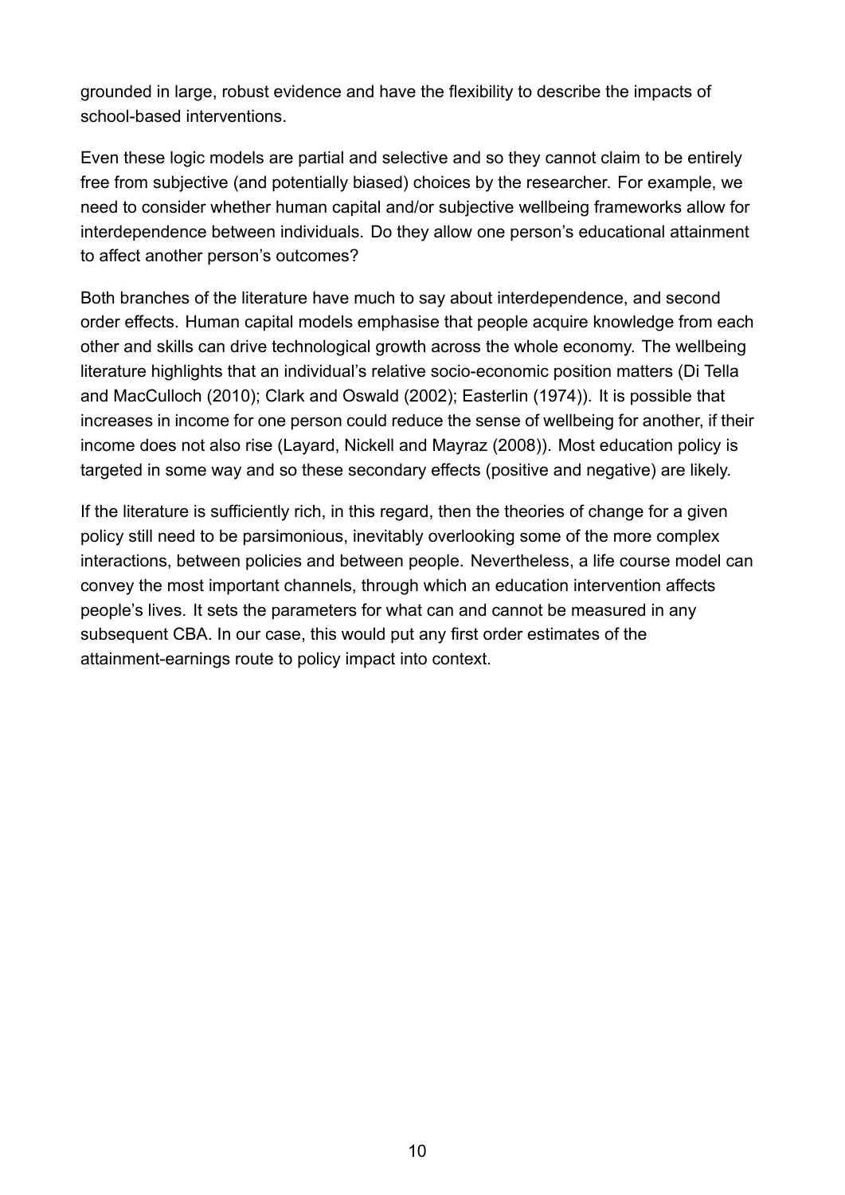grounded in large, robust evidence and have the flexibility to describe the impacts of school-based interventions.

Even these logic models are partial and selective and so they cannot claim to be entirely free from subjective (and potentially biased) choices by the researcher. For example, we need to consider whether human capital and/or subjective wellbeing frameworks allow for interdependence between individuals. Do they allow one person's educational attainment to affect another person's outcomes?

Both branches of the literature have much to say about interdependence, and second order effects. Human capital models emphasise that people acquire knowledge from each other and skills can drive technological growth across the whole economy. The wellbeing literature highlights that an individual's relative socio-economic position matters (Di Tella and MacCulloch (2010); Clark and Oswald (2002); Easterlin (1974)). It is possible that increases in income for one person could reduce the sense of wellbeing for another, if their income does not also rise (Layard, Nickell and Mayraz (2008)). Most education policy is targeted in some way and so these secondary effects (positive and negative) are likely.

If the literature is sufficiently rich, in this regard, then the theories of change for a given policy still need to be parsimonious, inevitably overlooking some of the more complex interactions, between policies and between people. Nevertheless, a life course model can convey the most important channels, through which an education intervention affects people's lives. It sets the parameters for what can and cannot be measured in any subsequent CBA. In our case, this would put any first order estimates of the attainment-earnings route to policy impact into context.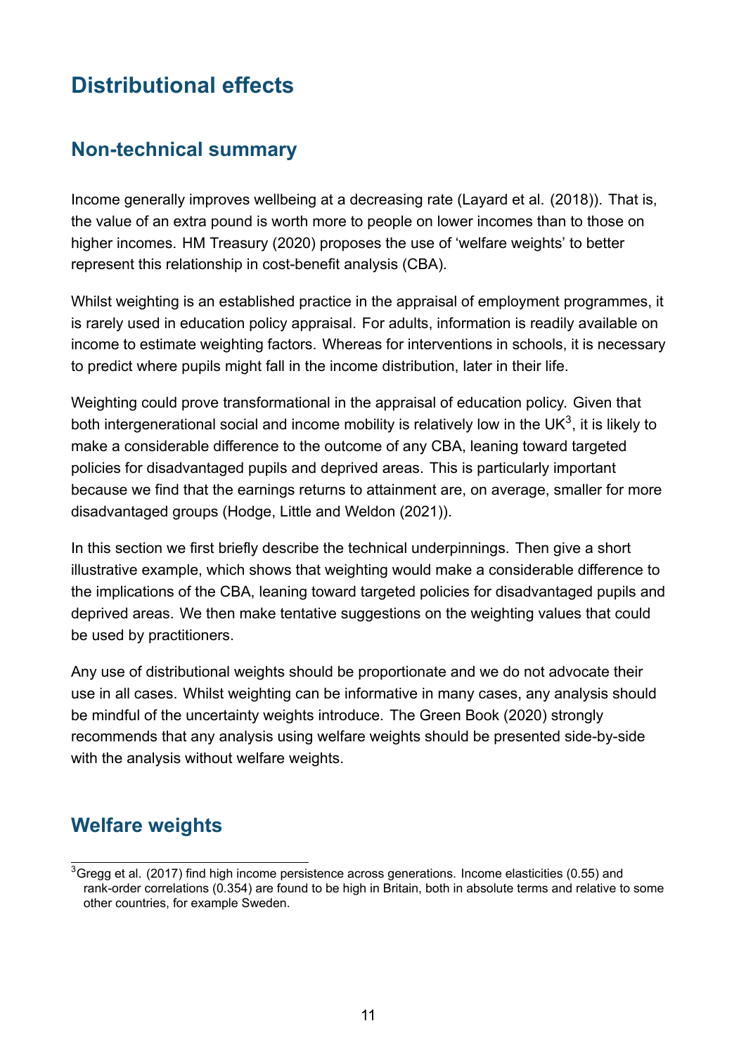# Distributional effects

## Non-technical summary

Income generally improves wellbeing at a decreasing rate (Layard et al. (2018)). That is, the value of an extra pound is worth more to people on lower incomes than to those on higher incomes. HM Treasury (2020) proposes the use of 'welfare weights' to better represent this relationship in cost-benefit analysis (CBA).

Whilst weighting is an established practice in the appraisal of employment programmes, it is rarely used in education policy appraisal. For adults, information is readily available on income to estimate weighting factors. Whereas for interventions in schools, it is necessary to predict where pupils might fall in the income distribution, later in their life.

Weighting could prove transformational in the appraisal of education policy. Given that both intergenerational social and income mobility is relatively low in the UK[3], it is likely to make a considerable difference to the outcome of any CBA, leaning toward targeted policies for disadvantaged pupils and deprived areas. This is particularly important because we find that the earnings returns to attainment are, on average, smaller for more disadvantaged groups (Hodge, Little and Weldon (2021)).

In this section we first briefly describe the technical underpinnings. Then give a short illustrative example, which shows that weighting would make a considerable difference to the implications of the CBA, leaning toward targeted policies for disadvantaged pupils and deprived areas. We then make tentative suggestions on the weighting values that could be used by practitioners.

Any use of distributional weights should be proportionate and we do not advocate their use in all cases. Whilst weighting can be informative in many cases, any analysis should be mindful of the uncertainty weights introduce. The Green Book (2020) strongly recommends that any analysis using welfare weights should be presented side-by-side with the analysis without welfare weights.

## Welfare weights

[3] Gregg et al. (2017) find high income persistence across generations. Income elasticities (0.55) and rank-order correlations (0.354) are found to be high in Britain, both in absolute terms and relative to some other countries, for example Sweden.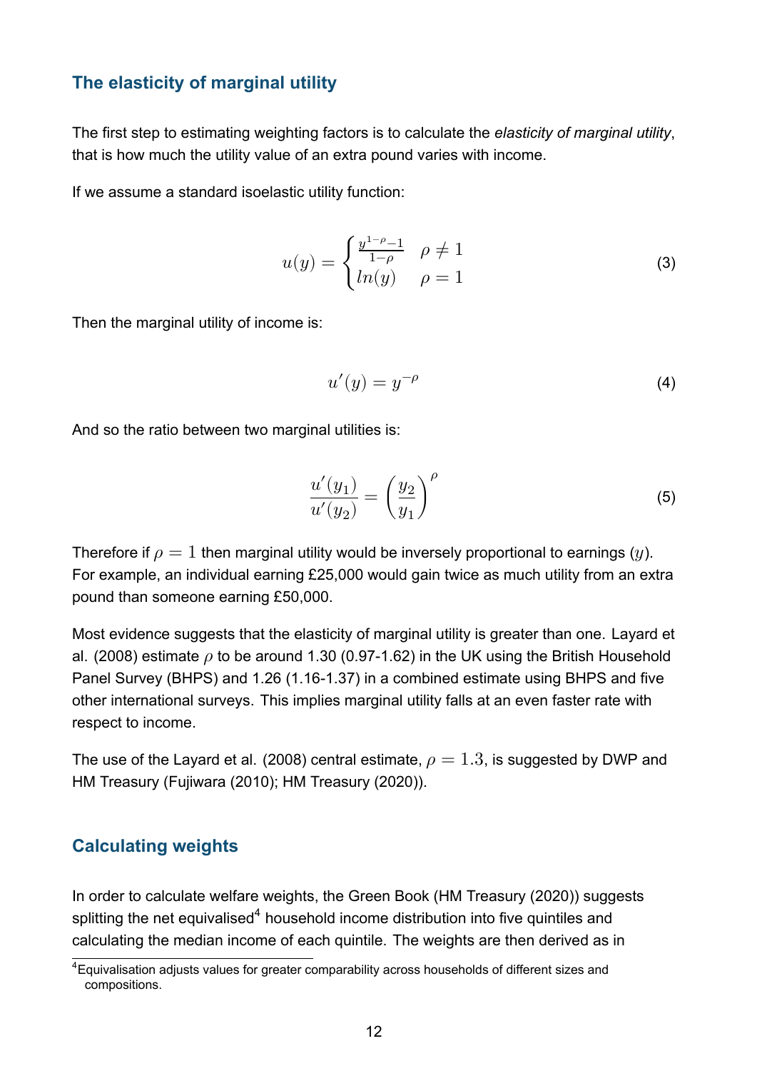## The elasticity of marginal utility

The first step to estimating weighting factors is to calculate the *elasticity of marginal utility*, that is how much the utility value of an extra pound varies with income.

If we assume a standard isoelastic utility function:

$$u(y) = \begin{cases} \frac{y^{1-\rho}-1}{1-\rho} & \rho \neq 1 \\ ln(y) & \rho = 1 \end{cases} \tag{3}$$

Then the marginal utility of income is:

$$u'(y) = y^{-\rho} \tag{4}$$

And so the ratio between two marginal utilities is:

$$\frac{u'(y_1)}{u'(y_2)} = \left(\frac{y_2}{y_1}\right)^{\rho} \tag{5}$$

Therefore if $\rho = 1$ then marginal utility would be inversely proportional to earnings ($y$). For example, an individual earning £25,000 would gain twice as much utility from an extra pound than someone earning £50,000.

Most evidence suggests that the elasticity of marginal utility is greater than one. Layard et al. (2008) estimate $\rho$ to be around 1.30 (0.97-1.62) in the UK using the British Household Panel Survey (BHPS) and 1.26 (1.16-1.37) in a combined estimate using BHPS and five other international surveys. This implies marginal utility falls at an even faster rate with respect to income.

The use of the Layard et al. (2008) central estimate, $\rho = 1.3$, is suggested by DWP and HM Treasury (Fujiwara (2010); HM Treasury (2020)).

## Calculating weights

In order to calculate welfare weights, the Green Book (HM Treasury (2020)) suggests splitting the net equivalised[4] household income distribution into five quintiles and calculating the median income of each quintile. The weights are then derived as in

[4] Equivalisation adjusts values for greater comparability across households of different sizes and compositions.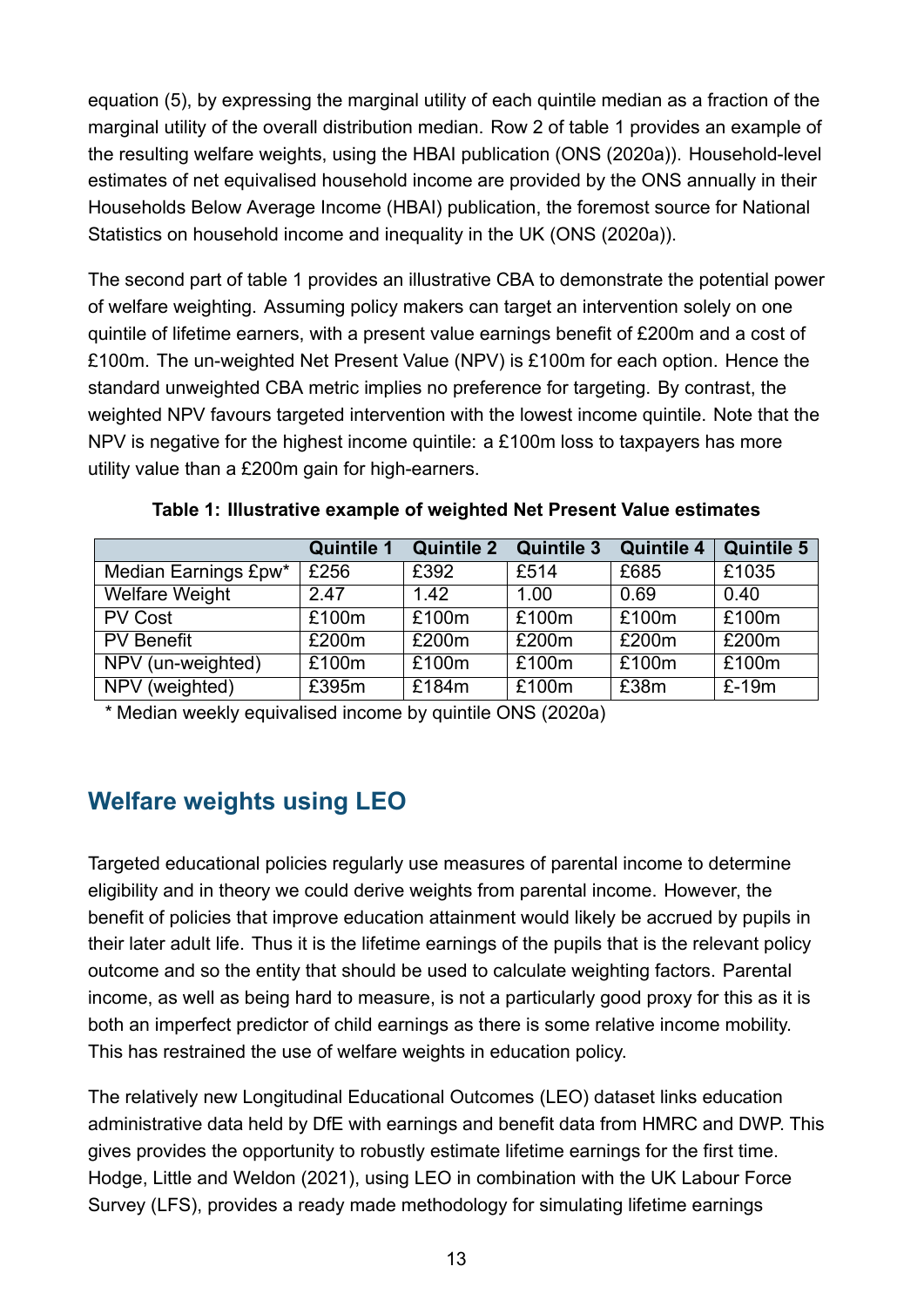equation (5), by expressing the marginal utility of each quintile median as a fraction of the marginal utility of the overall distribution median. Row 2 of table 1 provides an example of the resulting welfare weights, using the HBAI publication (ONS (2020a)). Household-level estimates of net equivalised household income are provided by the ONS annually in their Households Below Average Income (HBAI) publication, the foremost source for National Statistics on household income and inequality in the UK (ONS (2020a)).

The second part of table 1 provides an illustrative CBA to demonstrate the potential power of welfare weighting. Assuming policy makers can target an intervention solely on one quintile of lifetime earners, with a present value earnings benefit of £200m and a cost of £100m. The un-weighted Net Present Value (NPV) is £100m for each option. Hence the standard unweighted CBA metric implies no preference for targeting. By contrast, the weighted NPV favours targeted intervention with the lowest income quintile. Note that the NPV is negative for the highest income quintile: a £100m loss to taxpayers has more utility value than a £200m gain for high-earners.

**Table 1: Illustrative example of weighted Net Present Value estimates**

| | Quintile 1 | Quintile 2 | Quintile 3 | Quintile 4 | Quintile 5 |
|---|---|---|---|---|---|
| Median Earnings £pw* | £256 | £392 | £514 | £685 | £1035 |
| Welfare Weight | 2.47 | 1.42 | 1.00 | 0.69 | 0.40 |
| PV Cost | £100m | £100m | £100m | £100m | £100m |
| PV Benefit | £200m | £200m | £200m | £200m | £200m |
| NPV (un-weighted) | £100m | £100m | £100m | £100m | £100m |
| NPV (weighted) | £395m | £184m | £100m | £38m | £-19m |

\* Median weekly equivalised income by quintile ONS (2020a)

## Welfare weights using LEO

Targeted educational policies regularly use measures of parental income to determine eligibility and in theory we could derive weights from parental income. However, the benefit of policies that improve education attainment would likely be accrued by pupils in their later adult life. Thus it is the lifetime earnings of the pupils that is the relevant policy outcome and so the entity that should be used to calculate weighting factors. Parental income, as well as being hard to measure, is not a particularly good proxy for this as it is both an imperfect predictor of child earnings as there is some relative income mobility. This has restrained the use of welfare weights in education policy.

The relatively new Longitudinal Educational Outcomes (LEO) dataset links education administrative data held by DfE with earnings and benefit data from HMRC and DWP. This gives provides the opportunity to robustly estimate lifetime earnings for the first time. Hodge, Little and Weldon (2021), using LEO in combination with the UK Labour Force Survey (LFS), provides a ready made methodology for simulating lifetime earnings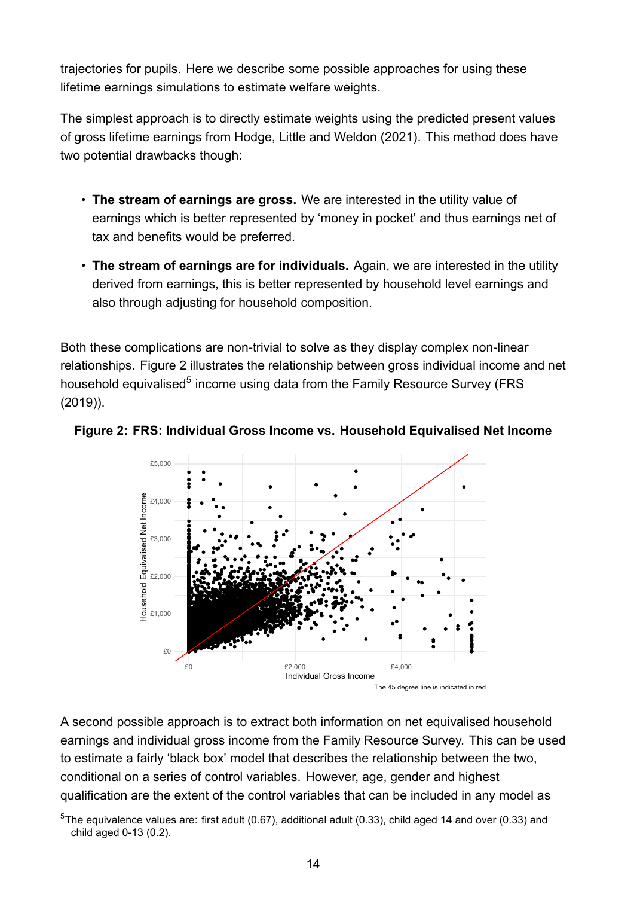trajectories for pupils. Here we describe some possible approaches for using these lifetime earnings simulations to estimate welfare weights.

The simplest approach is to directly estimate weights using the predicted present values of gross lifetime earnings from Hodge, Little and Weldon (2021). This method does have two potential drawbacks though:

- **The stream of earnings are gross.** We are interested in the utility value of earnings which is better represented by 'money in pocket' and thus earnings net of tax and benefits would be preferred.
- **The stream of earnings are for individuals.** Again, we are interested in the utility derived from earnings, this is better represented by household level earnings and also through adjusting for household composition.

Both these complications are non-trivial to solve as they display complex non-linear relationships. Figure 2 illustrates the relationship between gross individual income and net household equivalised[5] income using data from the Family Resource Survey (FRS (2019)).

**Figure 2: FRS: Individual Gross Income vs. Household Equivalised Net Income**

The 45 degree line is indicated in red

A second possible approach is to extract both information on net equivalised household earnings and individual gross income from the Family Resource Survey. This can be used to estimate a fairly 'black box' model that describes the relationship between the two, conditional on a series of control variables. However, age, gender and highest qualification are the extent of the control variables that can be included in any model as

[5] The equivalence values are: first adult (0.67), additional adult (0.33), child aged 14 and over (0.33) and child aged 0-13 (0.2).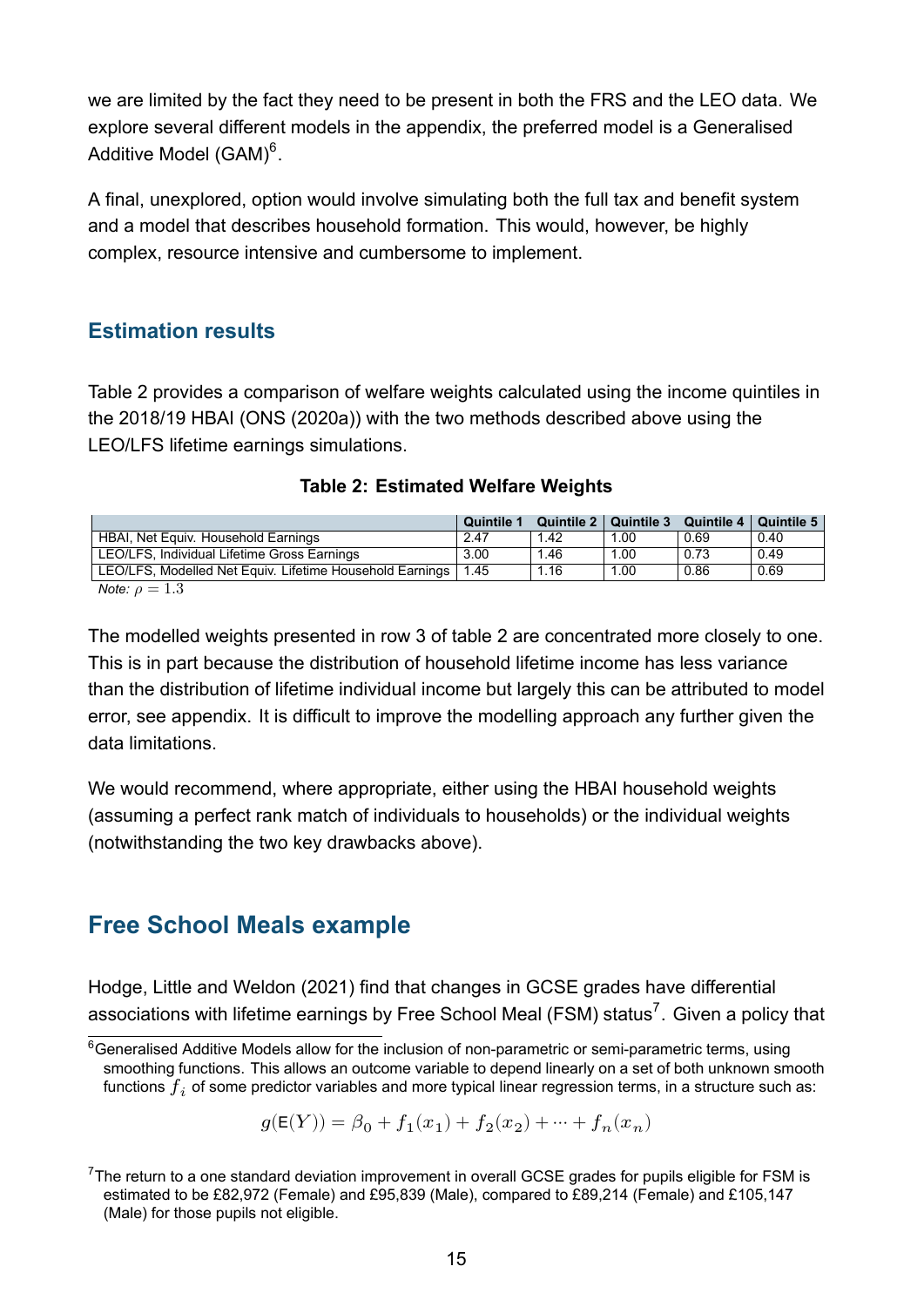we are limited by the fact they need to be present in both the FRS and the LEO data. We explore several different models in the appendix, the preferred model is a Generalised Additive Model (GAM)[6].

A final, unexplored, option would involve simulating both the full tax and benefit system and a model that describes household formation. This would, however, be highly complex, resource intensive and cumbersome to implement.

## Estimation results

Table 2 provides a comparison of welfare weights calculated using the income quintiles in the 2018/19 HBAI (ONS (2020a)) with the two methods described above using the LEO/LFS lifetime earnings simulations.

**Table 2: Estimated Welfare Weights**

| | Quintile 1 | Quintile 2 | Quintile 3 | Quintile 4 | Quintile 5 |
|---|---|---|---|---|---|
| HBAI, Net Equiv. Household Earnings | 2.47 | 1.42 | 1.00 | 0.69 | 0.40 |
| LEO/LFS, Individual Lifetime Gross Earnings | 3.00 | 1.46 | 1.00 | 0.73 | 0.49 |
| LEO/LFS, Modelled Net Equiv. Lifetime Household Earnings | 1.45 | 1.16 | 1.00 | 0.86 | 0.69 |

*Note:* $\rho = 1.3$

The modelled weights presented in row 3 of table 2 are concentrated more closely to one. This is in part because the distribution of household lifetime income has less variance than the distribution of lifetime individual income but largely this can be attributed to model error, see appendix. It is difficult to improve the modelling approach any further given the data limitations.

We would recommend, where appropriate, either using the HBAI household weights (assuming a perfect rank match of individuals to households) or the individual weights (notwithstanding the two key drawbacks above).

## Free School Meals example

Hodge, Little and Weldon (2021) find that changes in GCSE grades have differential associations with lifetime earnings by Free School Meal (FSM) status[7]. Given a policy that

[6] Generalised Additive Models allow for the inclusion of non-parametric or semi-parametric terms, using smoothing functions. This allows an outcome variable to depend linearly on a set of both unknown smooth functions $f_i$ of some predictor variables and more typical linear regression terms, in a structure such as:

$$g(\mathsf{E}(Y)) = \beta_0 + f_1(x_1) + f_2(x_2) + \dots + f_n(x_n)$$

[7] The return to a one standard deviation improvement in overall GCSE grades for pupils eligible for FSM is estimated to be £82,972 (Female) and £95,839 (Male), compared to £89,214 (Female) and £105,147 (Male) for those pupils not eligible.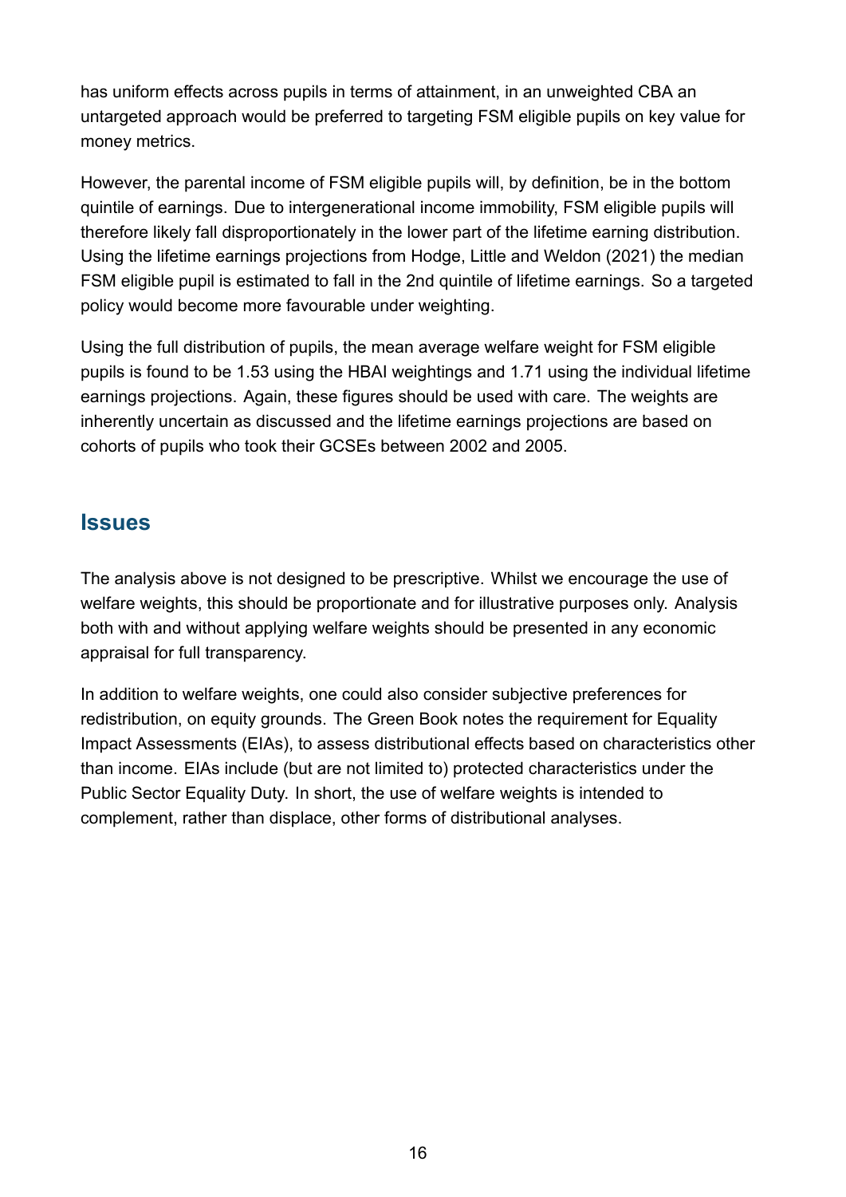has uniform effects across pupils in terms of attainment, in an unweighted CBA an untargeted approach would be preferred to targeting FSM eligible pupils on key value for money metrics.

However, the parental income of FSM eligible pupils will, by definition, be in the bottom quintile of earnings. Due to intergenerational income immobility, FSM eligible pupils will therefore likely fall disproportionately in the lower part of the lifetime earning distribution. Using the lifetime earnings projections from Hodge, Little and Weldon (2021) the median FSM eligible pupil is estimated to fall in the 2nd quintile of lifetime earnings. So a targeted policy would become more favourable under weighting.

Using the full distribution of pupils, the mean average welfare weight for FSM eligible pupils is found to be 1.53 using the HBAI weightings and 1.71 using the individual lifetime earnings projections. Again, these figures should be used with care. The weights are inherently uncertain as discussed and the lifetime earnings projections are based on cohorts of pupils who took their GCSEs between 2002 and 2005.

## Issues

The analysis above is not designed to be prescriptive. Whilst we encourage the use of welfare weights, this should be proportionate and for illustrative purposes only. Analysis both with and without applying welfare weights should be presented in any economic appraisal for full transparency.

In addition to welfare weights, one could also consider subjective preferences for redistribution, on equity grounds. The Green Book notes the requirement for Equality Impact Assessments (EIAs), to assess distributional effects based on characteristics other than income. EIAs include (but are not limited to) protected characteristics under the Public Sector Equality Duty. In short, the use of welfare weights is intended to complement, rather than displace, other forms of distributional analyses.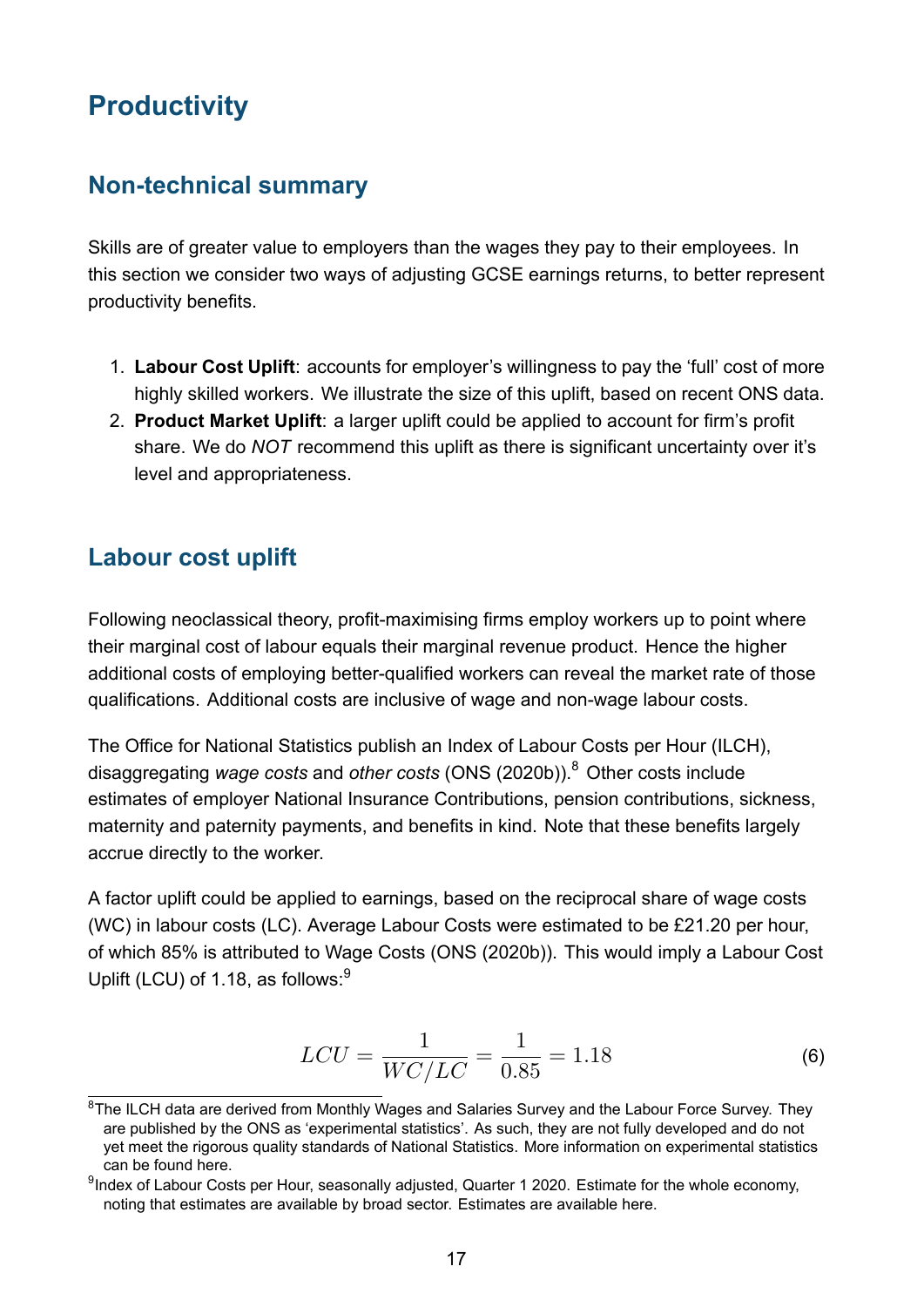# Productivity

## Non-technical summary

Skills are of greater value to employers than the wages they pay to their employees. In this section we consider two ways of adjusting GCSE earnings returns, to better represent productivity benefits.

1. **Labour Cost Uplift**: accounts for employer's willingness to pay the 'full' cost of more highly skilled workers. We illustrate the size of this uplift, based on recent ONS data.
2. **Product Market Uplift**: a larger uplift could be applied to account for firm's profit share. We do *NOT* recommend this uplift as there is significant uncertainty over it's level and appropriateness.

## Labour cost uplift

Following neoclassical theory, profit-maximising firms employ workers up to point where their marginal cost of labour equals their marginal revenue product. Hence the higher additional costs of employing better-qualified workers can reveal the market rate of those qualifications. Additional costs are inclusive of wage and non-wage labour costs.

The Office for National Statistics publish an Index of Labour Costs per Hour (ILCH), disaggregating *wage costs* and *other costs* (ONS (2020b)).[8] Other costs include estimates of employer National Insurance Contributions, pension contributions, sickness, maternity and paternity payments, and benefits in kind. Note that these benefits largely accrue directly to the worker.

A factor uplift could be applied to earnings, based on the reciprocal share of wage costs (WC) in labour costs (LC). Average Labour Costs were estimated to be £21.20 per hour, of which 85% is attributed to Wage Costs (ONS (2020b)). This would imply a Labour Cost Uplift (LCU) of 1.18, as follows:[9]

$$LCU = \frac{1}{WC/LC} = \frac{1}{0.85} = 1.18 \tag{6}$$

[8] The ILCH data are derived from Monthly Wages and Salaries Survey and the Labour Force Survey. They are published by the ONS as 'experimental statistics'. As such, they are not fully developed and do not yet meet the rigorous quality standards of National Statistics. More information on experimental statistics can be found here.

[9] Index of Labour Costs per Hour, seasonally adjusted, Quarter 1 2020. Estimate for the whole economy, noting that estimates are available by broad sector. Estimates are available here.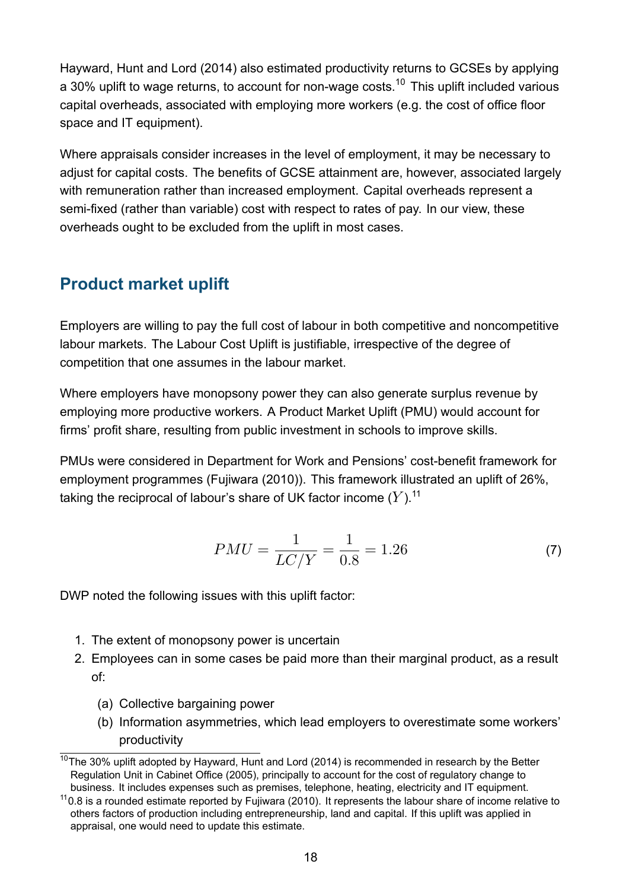Hayward, Hunt and Lord (2014) also estimated productivity returns to GCSEs by applying a 30% uplift to wage returns, to account for non-wage costs.[10] This uplift included various capital overheads, associated with employing more workers (e.g. the cost of office floor space and IT equipment).

Where appraisals consider increases in the level of employment, it may be necessary to adjust for capital costs. The benefits of GCSE attainment are, however, associated largely with remuneration rather than increased employment. Capital overheads represent a semi-fixed (rather than variable) cost with respect to rates of pay. In our view, these overheads ought to be excluded from the uplift in most cases.

## Product market uplift

Employers are willing to pay the full cost of labour in both competitive and noncompetitive labour markets. The Labour Cost Uplift is justifiable, irrespective of the degree of competition that one assumes in the labour market.

Where employers have monopsony power they can also generate surplus revenue by employing more productive workers. A Product Market Uplift (PMU) would account for firms' profit share, resulting from public investment in schools to improve skills.

PMUs were considered in Department for Work and Pensions' cost-benefit framework for employment programmes (Fujiwara (2010)). This framework illustrated an uplift of 26%, taking the reciprocal of labour's share of UK factor income ($Y$).[11]

$$PMU = \frac{1}{LC/Y} = \frac{1}{0.8} = 1.26 \tag{7}$$

DWP noted the following issues with this uplift factor:

1. The extent of monopsony power is uncertain
2. Employees can in some cases be paid more than their marginal product, as a result of:
   (a) Collective bargaining power
   (b) Information asymmetries, which lead employers to overestimate some workers' productivity

[10] The 30% uplift adopted by Hayward, Hunt and Lord (2014) is recommended in research by the Better Regulation Unit in Cabinet Office (2005), principally to account for the cost of regulatory change to business. It includes expenses such as premises, telephone, heating, electricity and IT equipment.

[11] 0.8 is a rounded estimate reported by Fujiwara (2010). It represents the labour share of income relative to others factors of production including entrepreneurship, land and capital. If this uplift was applied in appraisal, one would need to update this estimate.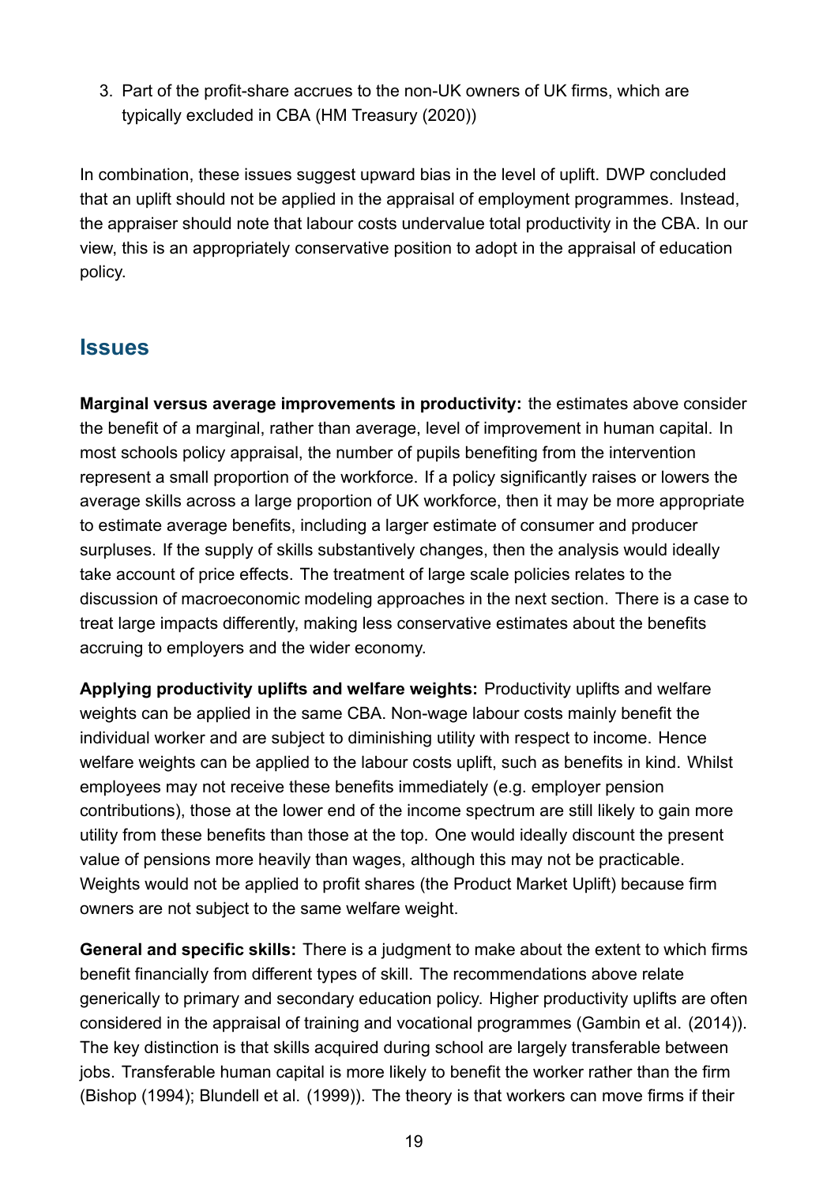3. Part of the profit-share accrues to the non-UK owners of UK firms, which are typically excluded in CBA (HM Treasury (2020))

In combination, these issues suggest upward bias in the level of uplift. DWP concluded that an uplift should not be applied in the appraisal of employment programmes. Instead, the appraiser should note that labour costs undervalue total productivity in the CBA. In our view, this is an appropriately conservative position to adopt in the appraisal of education policy.

## Issues

**Marginal versus average improvements in productivity:** the estimates above consider the benefit of a marginal, rather than average, level of improvement in human capital. In most schools policy appraisal, the number of pupils benefiting from the intervention represent a small proportion of the workforce. If a policy significantly raises or lowers the average skills across a large proportion of UK workforce, then it may be more appropriate to estimate average benefits, including a larger estimate of consumer and producer surpluses. If the supply of skills substantively changes, then the analysis would ideally take account of price effects. The treatment of large scale policies relates to the discussion of macroeconomic modeling approaches in the next section. There is a case to treat large impacts differently, making less conservative estimates about the benefits accruing to employers and the wider economy.

**Applying productivity uplifts and welfare weights:** Productivity uplifts and welfare weights can be applied in the same CBA. Non-wage labour costs mainly benefit the individual worker and are subject to diminishing utility with respect to income. Hence welfare weights can be applied to the labour costs uplift, such as benefits in kind. Whilst employees may not receive these benefits immediately (e.g. employer pension contributions), those at the lower end of the income spectrum are still likely to gain more utility from these benefits than those at the top. One would ideally discount the present value of pensions more heavily than wages, although this may not be practicable. Weights would not be applied to profit shares (the Product Market Uplift) because firm owners are not subject to the same welfare weight.

**General and specific skills:** There is a judgment to make about the extent to which firms benefit financially from different types of skill. The recommendations above relate generically to primary and secondary education policy. Higher productivity uplifts are often considered in the appraisal of training and vocational programmes (Gambin et al. (2014)). The key distinction is that skills acquired during school are largely transferable between jobs. Transferable human capital is more likely to benefit the worker rather than the firm (Bishop (1994); Blundell et al. (1999)). The theory is that workers can move firms if their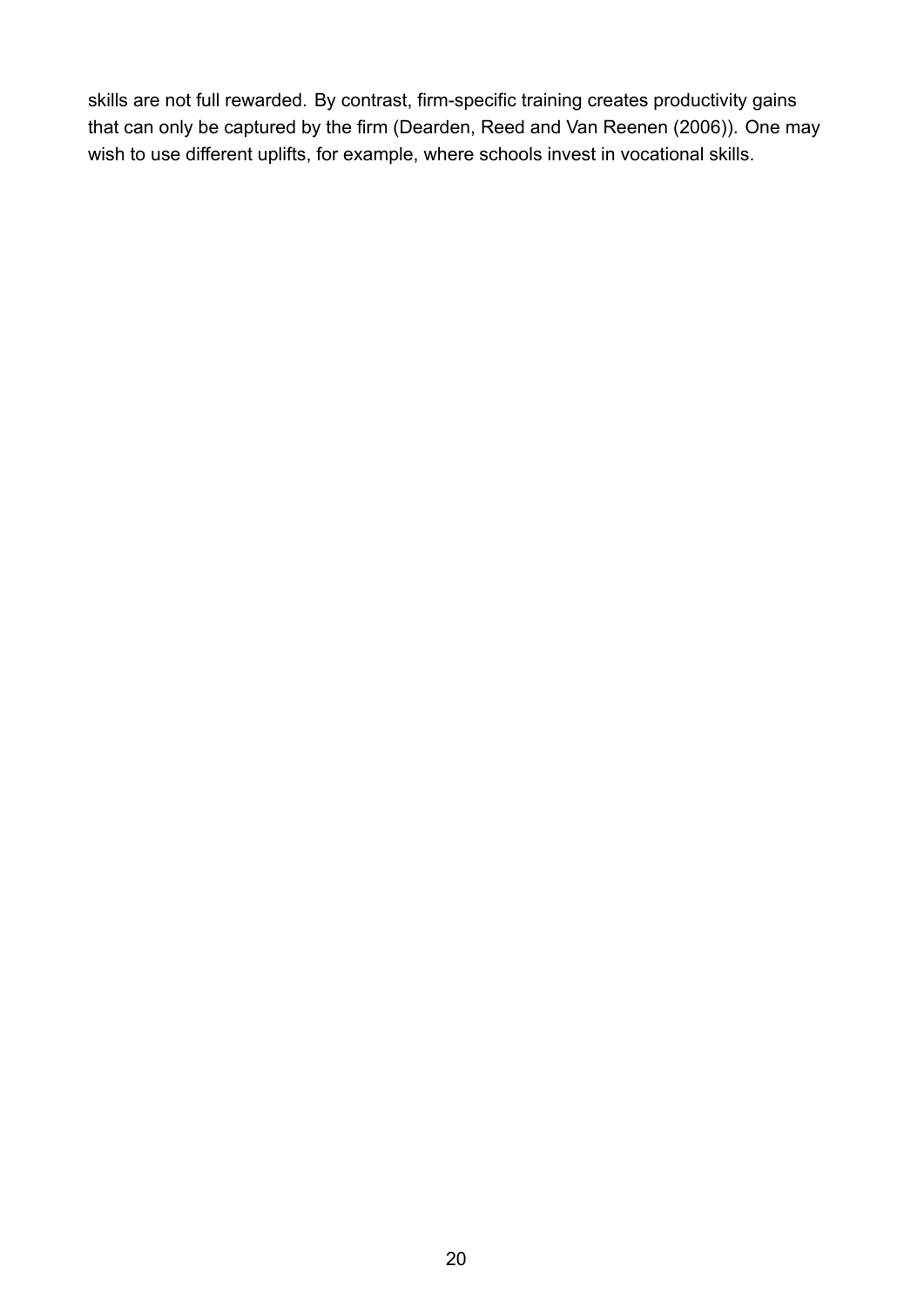skills are not full rewarded. By contrast, firm-specific training creates productivity gains that can only be captured by the firm (Dearden, Reed and Van Reenen (2006)). One may wish to use different uplifts, for example, where schools invest in vocational skills.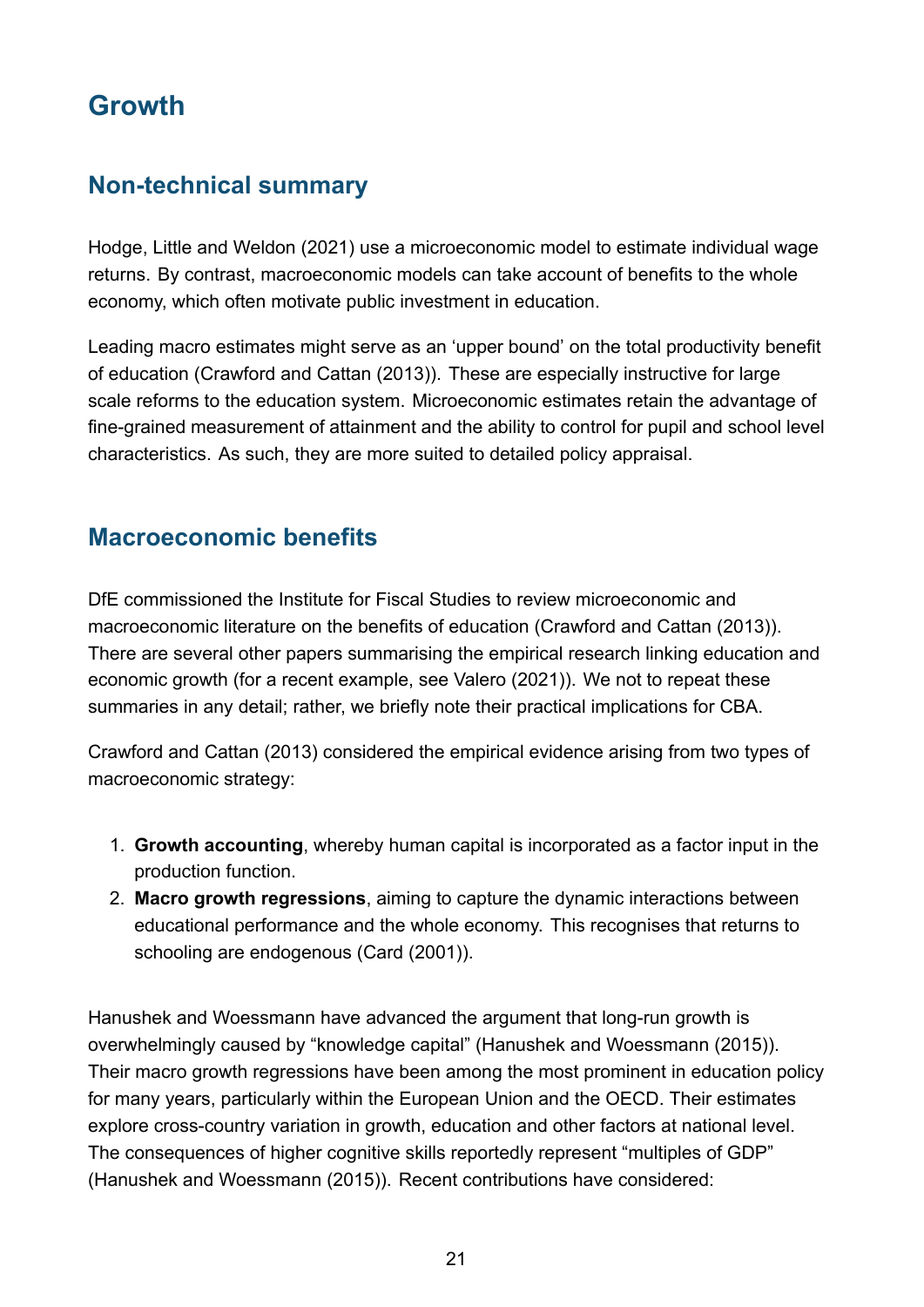# Growth

## Non-technical summary

Hodge, Little and Weldon (2021) use a microeconomic model to estimate individual wage returns. By contrast, macroeconomic models can take account of benefits to the whole economy, which often motivate public investment in education.

Leading macro estimates might serve as an 'upper bound' on the total productivity benefit of education (Crawford and Cattan (2013)). These are especially instructive for large scale reforms to the education system. Microeconomic estimates retain the advantage of fine-grained measurement of attainment and the ability to control for pupil and school level characteristics. As such, they are more suited to detailed policy appraisal.

## Macroeconomic benefits

DfE commissioned the Institute for Fiscal Studies to review microeconomic and macroeconomic literature on the benefits of education (Crawford and Cattan (2013)). There are several other papers summarising the empirical research linking education and economic growth (for a recent example, see Valero (2021)). We not to repeat these summaries in any detail; rather, we briefly note their practical implications for CBA.

Crawford and Cattan (2013) considered the empirical evidence arising from two types of macroeconomic strategy:

1. **Growth accounting**, whereby human capital is incorporated as a factor input in the production function.
2. **Macro growth regressions**, aiming to capture the dynamic interactions between educational performance and the whole economy. This recognises that returns to schooling are endogenous (Card (2001)).

Hanushek and Woessmann have advanced the argument that long-run growth is overwhelmingly caused by "knowledge capital" (Hanushek and Woessmann (2015)). Their macro growth regressions have been among the most prominent in education policy for many years, particularly within the European Union and the OECD. Their estimates explore cross-country variation in growth, education and other factors at national level. The consequences of higher cognitive skills reportedly represent "multiples of GDP" (Hanushek and Woessmann (2015)). Recent contributions have considered: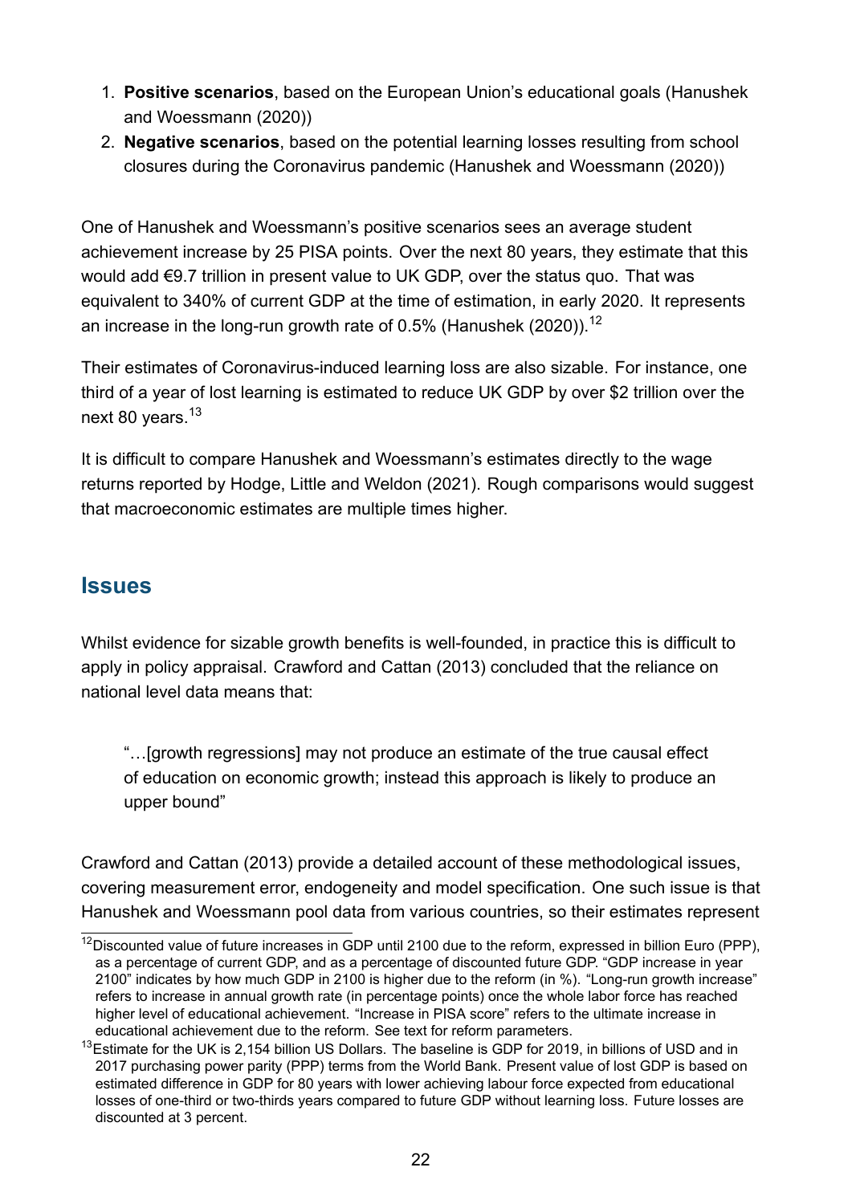1. **Positive scenarios**, based on the European Union's educational goals (Hanushek and Woessmann (2020))
2. **Negative scenarios**, based on the potential learning losses resulting from school closures during the Coronavirus pandemic (Hanushek and Woessmann (2020))

One of Hanushek and Woessmann's positive scenarios sees an average student achievement increase by 25 PISA points. Over the next 80 years, they estimate that this would add €9.7 trillion in present value to UK GDP, over the status quo. That was equivalent to 340% of current GDP at the time of estimation, in early 2020. It represents an increase in the long-run growth rate of 0.5% (Hanushek (2020)).[12]

Their estimates of Coronavirus-induced learning loss are also sizable. For instance, one third of a year of lost learning is estimated to reduce UK GDP by over $2 trillion over the next 80 years.[13]

It is difficult to compare Hanushek and Woessmann's estimates directly to the wage returns reported by Hodge, Little and Weldon (2021). Rough comparisons would suggest that macroeconomic estimates are multiple times higher.

## Issues

Whilst evidence for sizable growth benefits is well-founded, in practice this is difficult to apply in policy appraisal. Crawford and Cattan (2013) concluded that the reliance on national level data means that:

> "…[growth regressions] may not produce an estimate of the true causal effect of education on economic growth; instead this approach is likely to produce an upper bound"

Crawford and Cattan (2013) provide a detailed account of these methodological issues, covering measurement error, endogeneity and model specification. One such issue is that Hanushek and Woessmann pool data from various countries, so their estimates represent

[12] Discounted value of future increases in GDP until 2100 due to the reform, expressed in billion Euro (PPP), as a percentage of current GDP, and as a percentage of discounted future GDP. "GDP increase in year 2100" indicates by how much GDP in 2100 is higher due to the reform (in %). "Long-run growth increase" refers to increase in annual growth rate (in percentage points) once the whole labor force has reached higher level of educational achievement. "Increase in PISA score" refers to the ultimate increase in educational achievement due to the reform. See text for reform parameters.

[13] Estimate for the UK is 2,154 billion US Dollars. The baseline is GDP for 2019, in billions of USD and in 2017 purchasing power parity (PPP) terms from the World Bank. Present value of lost GDP is based on estimated difference in GDP for 80 years with lower achieving labour force expected from educational losses of one-third or two-thirds years compared to future GDP without learning loss. Future losses are discounted at 3 percent.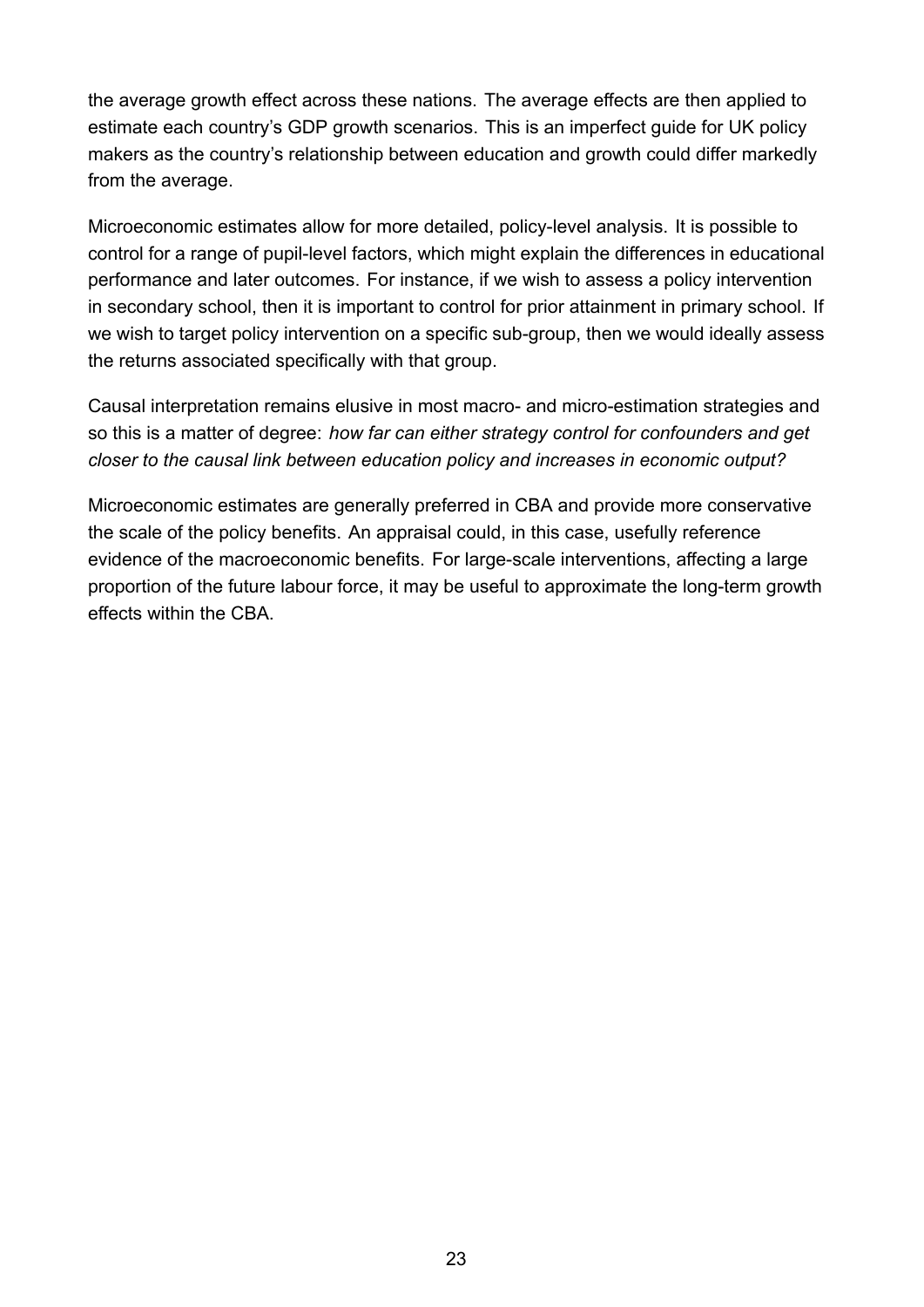the average growth effect across these nations. The average effects are then applied to estimate each country's GDP growth scenarios. This is an imperfect guide for UK policy makers as the country's relationship between education and growth could differ markedly from the average.

Microeconomic estimates allow for more detailed, policy-level analysis. It is possible to control for a range of pupil-level factors, which might explain the differences in educational performance and later outcomes. For instance, if we wish to assess a policy intervention in secondary school, then it is important to control for prior attainment in primary school. If we wish to target policy intervention on a specific sub-group, then we would ideally assess the returns associated specifically with that group.

Causal interpretation remains elusive in most macro- and micro-estimation strategies and so this is a matter of degree: *how far can either strategy control for confounders and get closer to the causal link between education policy and increases in economic output?*

Microeconomic estimates are generally preferred in CBA and provide more conservative the scale of the policy benefits. An appraisal could, in this case, usefully reference evidence of the macroeconomic benefits. For large-scale interventions, affecting a large proportion of the future labour force, it may be useful to approximate the long-term growth effects within the CBA.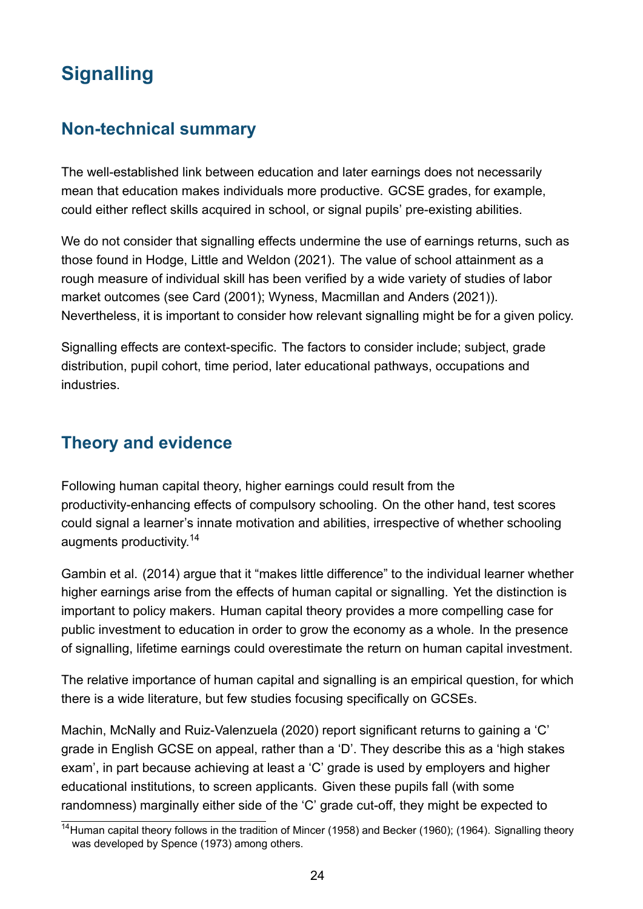# Signalling

## Non-technical summary

The well-established link between education and later earnings does not necessarily mean that education makes individuals more productive. GCSE grades, for example, could either reflect skills acquired in school, or signal pupils' pre-existing abilities.

We do not consider that signalling effects undermine the use of earnings returns, such as those found in Hodge, Little and Weldon (2021). The value of school attainment as a rough measure of individual skill has been verified by a wide variety of studies of labor market outcomes (see Card (2001); Wyness, Macmillan and Anders (2021)). Nevertheless, it is important to consider how relevant signalling might be for a given policy.

Signalling effects are context-specific. The factors to consider include; subject, grade distribution, pupil cohort, time period, later educational pathways, occupations and industries.

## Theory and evidence

Following human capital theory, higher earnings could result from the productivity-enhancing effects of compulsory schooling. On the other hand, test scores could signal a learner's innate motivation and abilities, irrespective of whether schooling augments productivity.[14]

Gambin et al. (2014) argue that it "makes little difference" to the individual learner whether higher earnings arise from the effects of human capital or signalling. Yet the distinction is important to policy makers. Human capital theory provides a more compelling case for public investment to education in order to grow the economy as a whole. In the presence of signalling, lifetime earnings could overestimate the return on human capital investment.

The relative importance of human capital and signalling is an empirical question, for which there is a wide literature, but few studies focusing specifically on GCSEs.

Machin, McNally and Ruiz-Valenzuela (2020) report significant returns to gaining a 'C' grade in English GCSE on appeal, rather than a 'D'. They describe this as a 'high stakes exam', in part because achieving at least a 'C' grade is used by employers and higher educational institutions, to screen applicants. Given these pupils fall (with some randomness) marginally either side of the 'C' grade cut-off, they might be expected to

[14] Human capital theory follows in the tradition of Mincer (1958) and Becker (1960); (1964). Signalling theory was developed by Spence (1973) among others.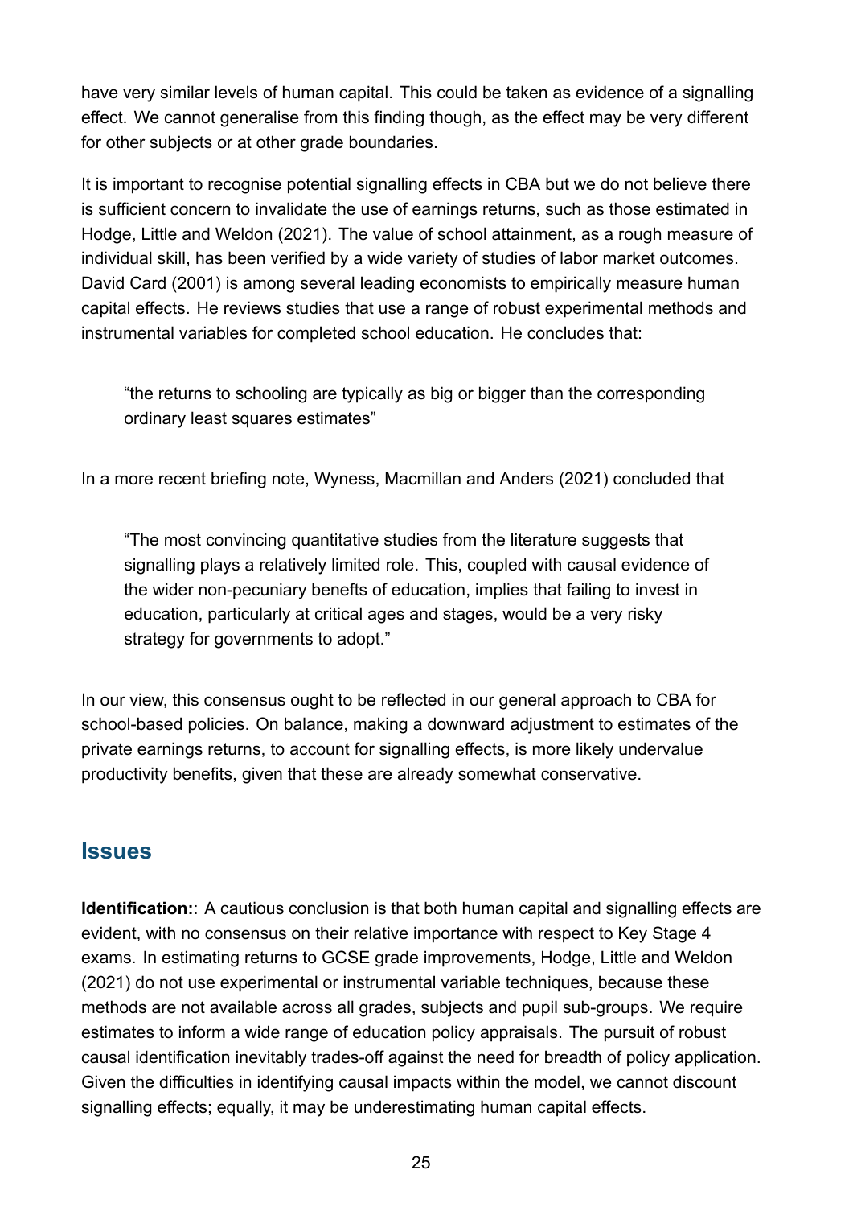have very similar levels of human capital. This could be taken as evidence of a signalling effect. We cannot generalise from this finding though, as the effect may be very different for other subjects or at other grade boundaries.

It is important to recognise potential signalling effects in CBA but we do not believe there is sufficient concern to invalidate the use of earnings returns, such as those estimated in Hodge, Little and Weldon (2021). The value of school attainment, as a rough measure of individual skill, has been verified by a wide variety of studies of labor market outcomes. David Card (2001) is among several leading economists to empirically measure human capital effects. He reviews studies that use a range of robust experimental methods and instrumental variables for completed school education. He concludes that:

> "the returns to schooling are typically as big or bigger than the corresponding ordinary least squares estimates"

In a more recent briefing note, Wyness, Macmillan and Anders (2021) concluded that

> "The most convincing quantitative studies from the literature suggests that signalling plays a relatively limited role. This, coupled with causal evidence of the wider non-pecuniary benefits of education, implies that failing to invest in education, particularly at critical ages and stages, would be a very risky strategy for governments to adopt."

In our view, this consensus ought to be reflected in our general approach to CBA for school-based policies. On balance, making a downward adjustment to estimates of the private earnings returns, to account for signalling effects, is more likely undervalue productivity benefits, given that these are already somewhat conservative.

## Issues

**Identification:**: A cautious conclusion is that both human capital and signalling effects are evident, with no consensus on their relative importance with respect to Key Stage 4 exams. In estimating returns to GCSE grade improvements, Hodge, Little and Weldon (2021) do not use experimental or instrumental variable techniques, because these methods are not available across all grades, subjects and pupil sub-groups. We require estimates to inform a wide range of education policy appraisals. The pursuit of robust causal identification inevitably trades-off against the need for breadth of policy application. Given the difficulties in identifying causal impacts within the model, we cannot discount signalling effects; equally, it may be underestimating human capital effects.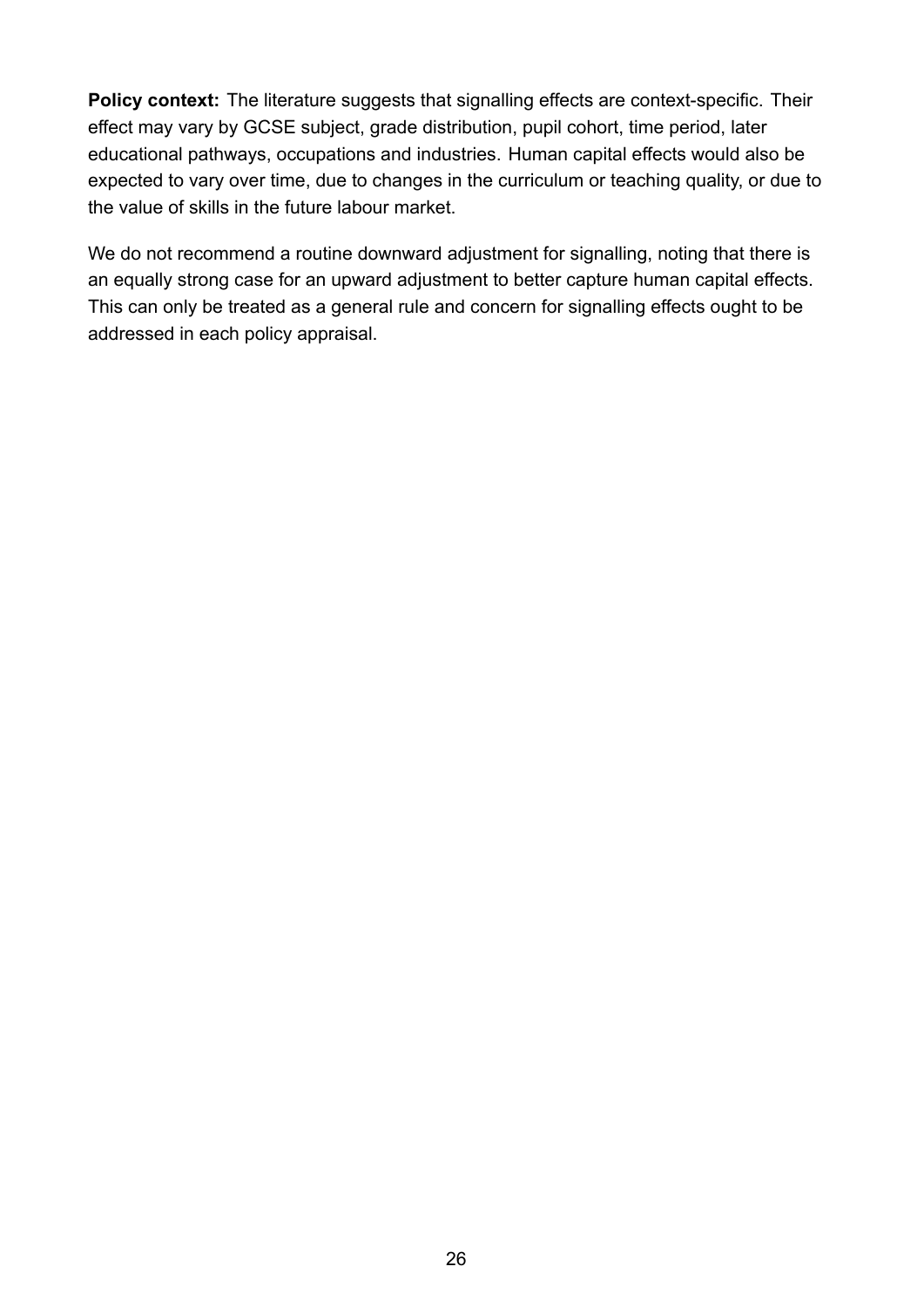**Policy context:** The literature suggests that signalling effects are context-specific. Their effect may vary by GCSE subject, grade distribution, pupil cohort, time period, later educational pathways, occupations and industries. Human capital effects would also be expected to vary over time, due to changes in the curriculum or teaching quality, or due to the value of skills in the future labour market.

We do not recommend a routine downward adjustment for signalling, noting that there is an equally strong case for an upward adjustment to better capture human capital effects. This can only be treated as a general rule and concern for signalling effects ought to be addressed in each policy appraisal.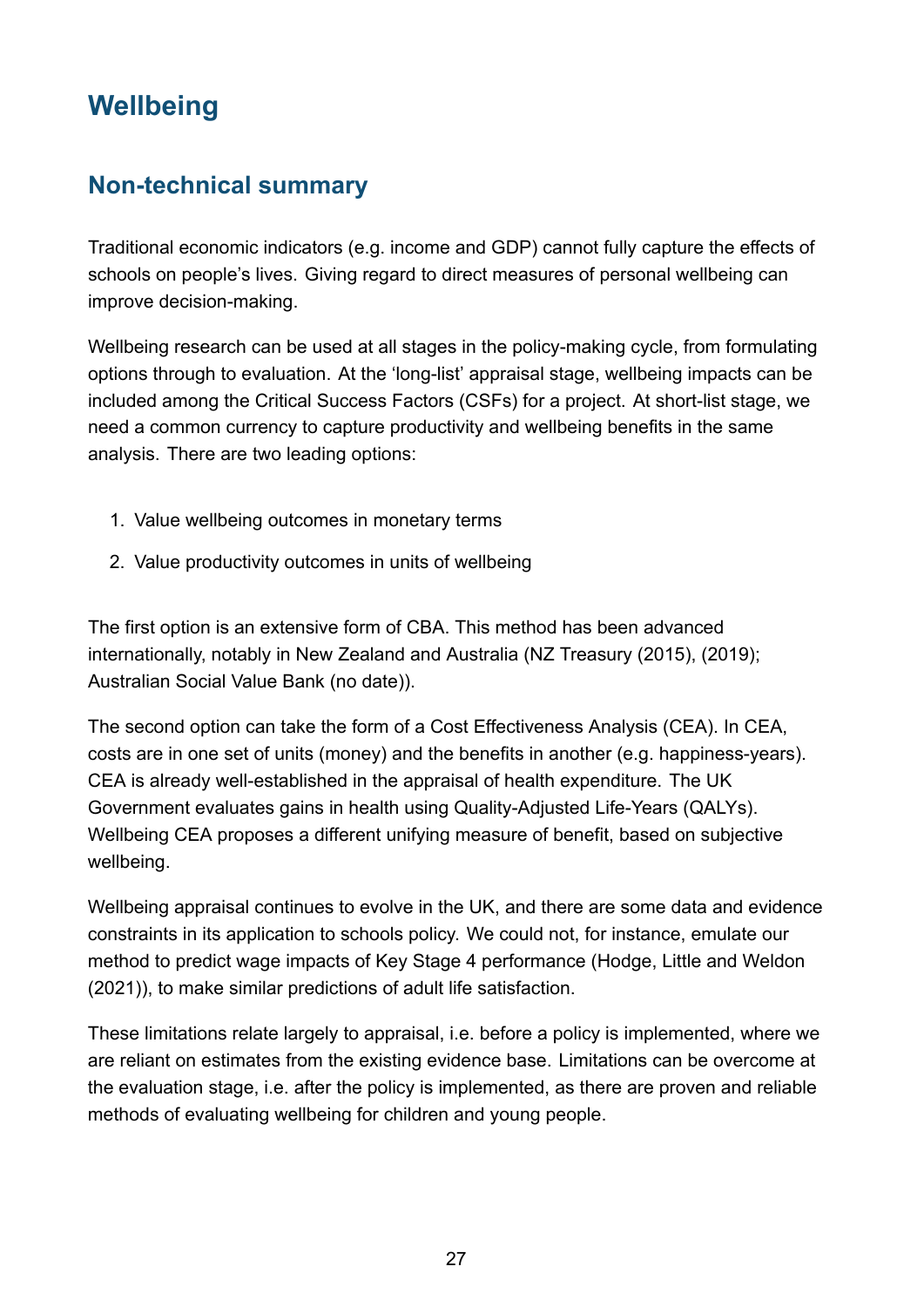# Wellbeing

## Non-technical summary

Traditional economic indicators (e.g. income and GDP) cannot fully capture the effects of schools on people's lives. Giving regard to direct measures of personal wellbeing can improve decision-making.

Wellbeing research can be used at all stages in the policy-making cycle, from formulating options through to evaluation. At the 'long-list' appraisal stage, wellbeing impacts can be included among the Critical Success Factors (CSFs) for a project. At short-list stage, we need a common currency to capture productivity and wellbeing benefits in the same analysis. There are two leading options:

1. Value wellbeing outcomes in monetary terms
2. Value productivity outcomes in units of wellbeing

The first option is an extensive form of CBA. This method has been advanced internationally, notably in New Zealand and Australia (NZ Treasury (2015), (2019); Australian Social Value Bank (no date)).

The second option can take the form of a Cost Effectiveness Analysis (CEA). In CEA, costs are in one set of units (money) and the benefits in another (e.g. happiness-years). CEA is already well-established in the appraisal of health expenditure. The UK Government evaluates gains in health using Quality-Adjusted Life-Years (QALYs). Wellbeing CEA proposes a different unifying measure of benefit, based on subjective wellbeing.

Wellbeing appraisal continues to evolve in the UK, and there are some data and evidence constraints in its application to schools policy. We could not, for instance, emulate our method to predict wage impacts of Key Stage 4 performance (Hodge, Little and Weldon (2021)), to make similar predictions of adult life satisfaction.

These limitations relate largely to appraisal, i.e. before a policy is implemented, where we are reliant on estimates from the existing evidence base. Limitations can be overcome at the evaluation stage, i.e. after the policy is implemented, as there are proven and reliable methods of evaluating wellbeing for children and young people.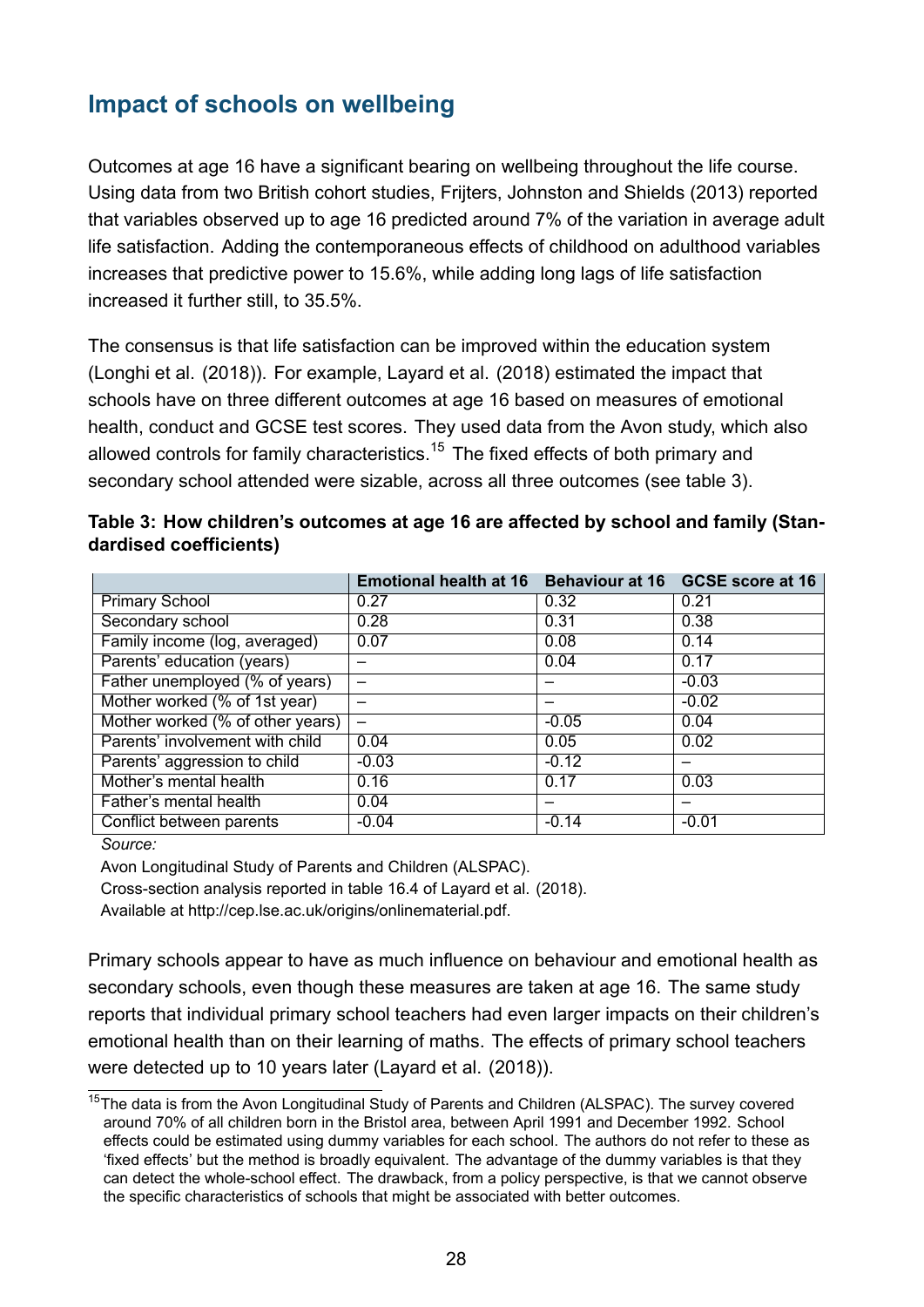## Impact of schools on wellbeing

Outcomes at age 16 have a significant bearing on wellbeing throughout the life course. Using data from two British cohort studies, Frijters, Johnston and Shields (2013) reported that variables observed up to age 16 predicted around 7% of the variation in average adult life satisfaction. Adding the contemporaneous effects of childhood on adulthood variables increases that predictive power to 15.6%, while adding long lags of life satisfaction increased it further still, to 35.5%.

The consensus is that life satisfaction can be improved within the education system (Longhi et al. (2018)). For example, Layard et al. (2018) estimated the impact that schools have on three different outcomes at age 16 based on measures of emotional health, conduct and GCSE test scores. They used data from the Avon study, which also allowed controls for family characteristics.[15] The fixed effects of both primary and secondary school attended were sizable, across all three outcomes (see table 3).

**Table 3: How children's outcomes at age 16 are affected by school and family (Standardised coefficients)**

| | Emotional health at 16 | Behaviour at 16 | GCSE score at 16 |
|---|---|---|---|
| Primary School | 0.27 | 0.32 | 0.21 |
| Secondary school | 0.28 | 0.31 | 0.38 |
| Family income (log, averaged) | 0.07 | 0.08 | 0.14 |
| Parents' education (years) | – | 0.04 | 0.17 |
| Father unemployed (% of years) | – | – | -0.03 |
| Mother worked (% of 1st year) | – | – | -0.02 |
| Mother worked (% of other years) | – | -0.05 | 0.04 |
| Parents' involvement with child | 0.04 | 0.05 | 0.02 |
| Parents' aggression to child | -0.03 | -0.12 | – |
| Mother's mental health | 0.16 | 0.17 | 0.03 |
| Father's mental health | 0.04 | – | – |
| Conflict between parents | -0.04 | -0.14 | -0.01 |

*Source:*

Avon Longitudinal Study of Parents and Children (ALSPAC).

Cross-section analysis reported in table 16.4 of Layard et al. (2018).

Available at http://cep.lse.ac.uk/origins/onlinematerial.pdf.

Primary schools appear to have as much influence on behaviour and emotional health as secondary schools, even though these measures are taken at age 16. The same study reports that individual primary school teachers had even larger impacts on their children's emotional health than on their learning of maths. The effects of primary school teachers were detected up to 10 years later (Layard et al. (2018)).

[15] The data is from the Avon Longitudinal Study of Parents and Children (ALSPAC). The survey covered around 70% of all children born in the Bristol area, between April 1991 and December 1992. School effects could be estimated using dummy variables for each school. The authors do not refer to these as 'fixed effects' but the method is broadly equivalent. The advantage of the dummy variables is that they can detect the whole-school effect. The drawback, from a policy perspective, is that we cannot observe the specific characteristics of schools that might be associated with better outcomes.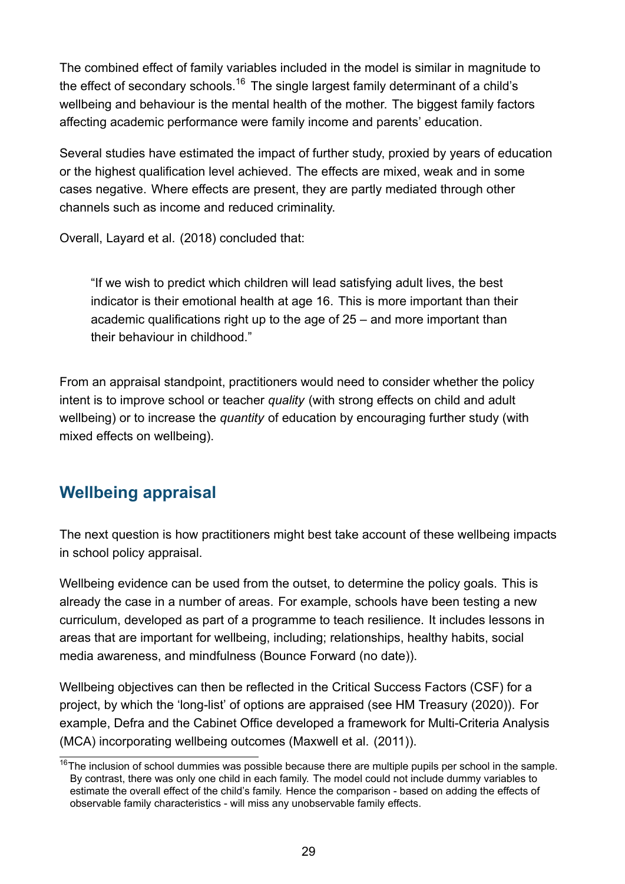The combined effect of family variables included in the model is similar in magnitude to the effect of secondary schools.[16] The single largest family determinant of a child's wellbeing and behaviour is the mental health of the mother. The biggest family factors affecting academic performance were family income and parents' education.

Several studies have estimated the impact of further study, proxied by years of education or the highest qualification level achieved. The effects are mixed, weak and in some cases negative. Where effects are present, they are partly mediated through other channels such as income and reduced criminality.

Overall, Layard et al. (2018) concluded that:

> "If we wish to predict which children will lead satisfying adult lives, the best indicator is their emotional health at age 16. This is more important than their academic qualifications right up to the age of 25 – and more important than their behaviour in childhood."

From an appraisal standpoint, practitioners would need to consider whether the policy intent is to improve school or teacher *quality* (with strong effects on child and adult wellbeing) or to increase the *quantity* of education by encouraging further study (with mixed effects on wellbeing).

## Wellbeing appraisal

The next question is how practitioners might best take account of these wellbeing impacts in school policy appraisal.

Wellbeing evidence can be used from the outset, to determine the policy goals. This is already the case in a number of areas. For example, schools have been testing a new curriculum, developed as part of a programme to teach resilience. It includes lessons in areas that are important for wellbeing, including; relationships, healthy habits, social media awareness, and mindfulness (Bounce Forward (no date)).

Wellbeing objectives can then be reflected in the Critical Success Factors (CSF) for a project, by which the 'long-list' of options are appraised (see HM Treasury (2020)). For example, Defra and the Cabinet Office developed a framework for Multi-Criteria Analysis (MCA) incorporating wellbeing outcomes (Maxwell et al. (2011)).

[16] The inclusion of school dummies was possible because there are multiple pupils per school in the sample. By contrast, there was only one child in each family. The model could not include dummy variables to estimate the overall effect of the child's family. Hence the comparison - based on adding the effects of observable family characteristics - will miss any unobservable family effects.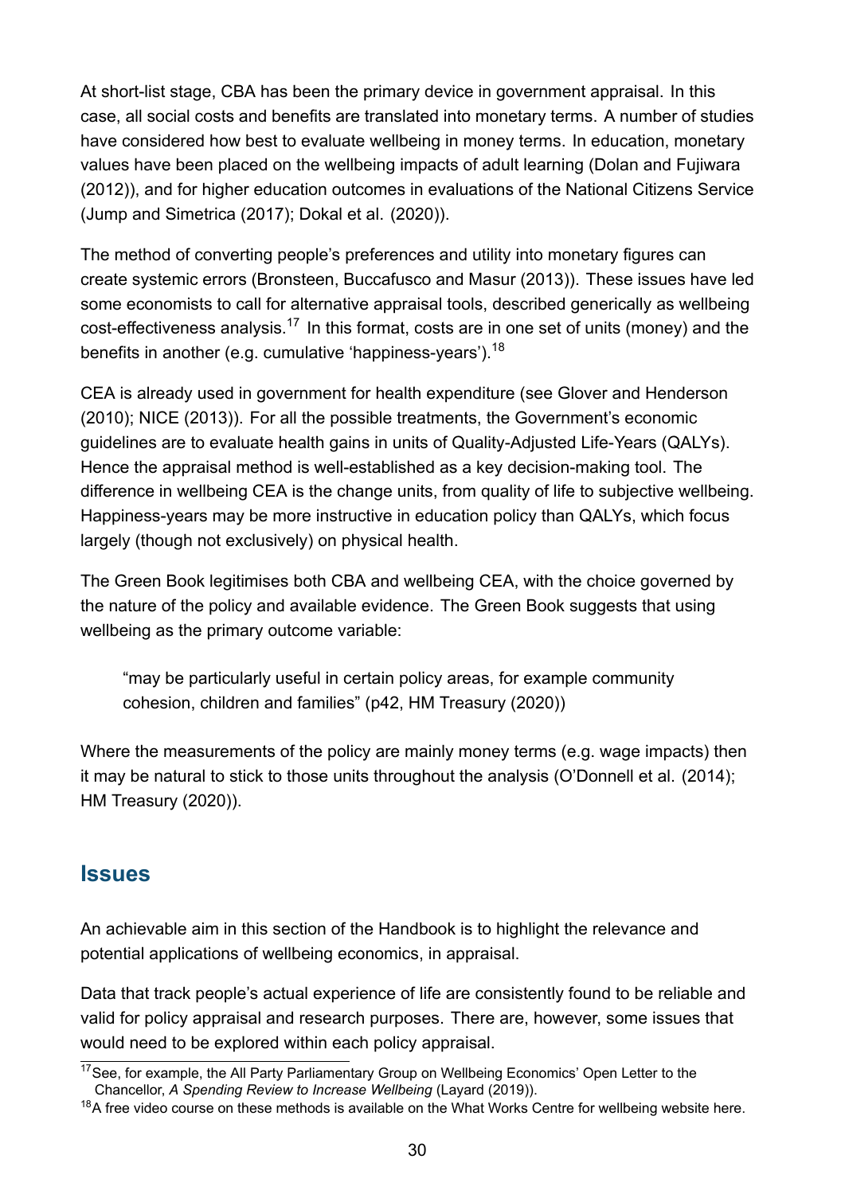At short-list stage, CBA has been the primary device in government appraisal. In this case, all social costs and benefits are translated into monetary terms. A number of studies have considered how best to evaluate wellbeing in money terms. In education, monetary values have been placed on the wellbeing impacts of adult learning (Dolan and Fujiwara (2012)), and for higher education outcomes in evaluations of the National Citizens Service (Jump and Simetrica (2017); Dokal et al. (2020)).

The method of converting people's preferences and utility into monetary figures can create systemic errors (Bronsteen, Buccafusco and Masur (2013)). These issues have led some economists to call for alternative appraisal tools, described generically as wellbeing cost-effectiveness analysis.[17] In this format, costs are in one set of units (money) and the benefits in another (e.g. cumulative 'happiness-years').[18]

CEA is already used in government for health expenditure (see Glover and Henderson (2010); NICE (2013)). For all the possible treatments, the Government's economic guidelines are to evaluate health gains in units of Quality-Adjusted Life-Years (QALYs). Hence the appraisal method is well-established as a key decision-making tool. The difference in wellbeing CEA is the change units, from quality of life to subjective wellbeing. Happiness-years may be more instructive in education policy than QALYs, which focus largely (though not exclusively) on physical health.

The Green Book legitimises both CBA and wellbeing CEA, with the choice governed by the nature of the policy and available evidence. The Green Book suggests that using wellbeing as the primary outcome variable:

> "may be particularly useful in certain policy areas, for example community cohesion, children and families" (p42, HM Treasury (2020))

Where the measurements of the policy are mainly money terms (e.g. wage impacts) then it may be natural to stick to those units throughout the analysis (O'Donnell et al. (2014); HM Treasury (2020)).

## Issues

An achievable aim in this section of the Handbook is to highlight the relevance and potential applications of wellbeing economics, in appraisal.

Data that track people's actual experience of life are consistently found to be reliable and valid for policy appraisal and research purposes. There are, however, some issues that would need to be explored within each policy appraisal.

---

[17] See, for example, the All Party Parliamentary Group on Wellbeing Economics' Open Letter to the Chancellor, *A Spending Review to Increase Wellbeing* (Layard (2019)).

[18] A free video course on these methods is available on the What Works Centre for wellbeing website here.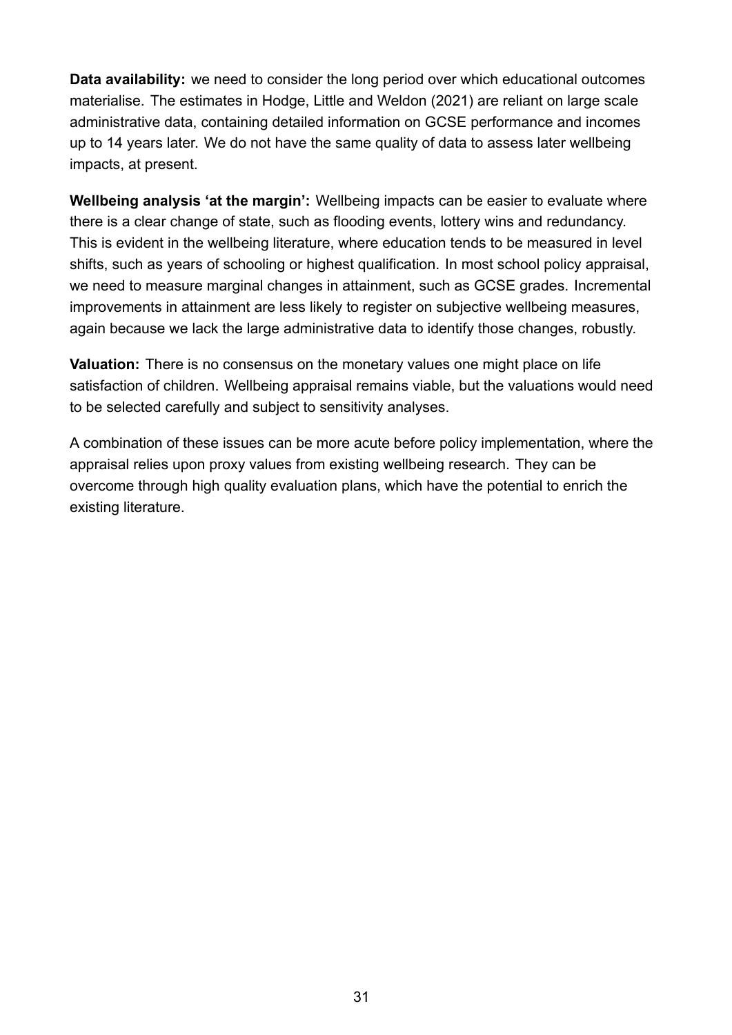**Data availability:** we need to consider the long period over which educational outcomes materialise. The estimates in Hodge, Little and Weldon (2021) are reliant on large scale administrative data, containing detailed information on GCSE performance and incomes up to 14 years later. We do not have the same quality of data to assess later wellbeing impacts, at present.

**Wellbeing analysis 'at the margin':** Wellbeing impacts can be easier to evaluate where there is a clear change of state, such as flooding events, lottery wins and redundancy. This is evident in the wellbeing literature, where education tends to be measured in level shifts, such as years of schooling or highest qualification. In most school policy appraisal, we need to measure marginal changes in attainment, such as GCSE grades. Incremental improvements in attainment are less likely to register on subjective wellbeing measures, again because we lack the large administrative data to identify those changes, robustly.

**Valuation:** There is no consensus on the monetary values one might place on life satisfaction of children. Wellbeing appraisal remains viable, but the valuations would need to be selected carefully and subject to sensitivity analyses.

A combination of these issues can be more acute before policy implementation, where the appraisal relies upon proxy values from existing wellbeing research. They can be overcome through high quality evaluation plans, which have the potential to enrich the existing literature.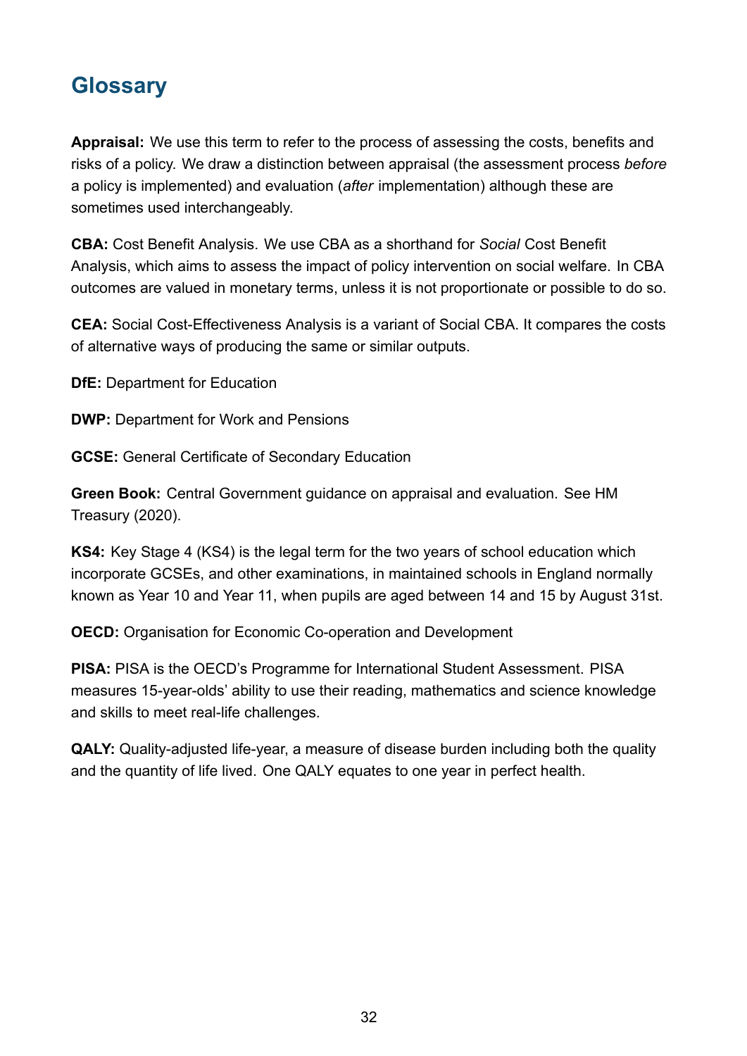## Glossary

**Appraisal:** We use this term to refer to the process of assessing the costs, benefits and risks of a policy. We draw a distinction between appraisal (the assessment process *before* a policy is implemented) and evaluation (*after* implementation) although these are sometimes used interchangeably.

**CBA:** Cost Benefit Analysis. We use CBA as a shorthand for *Social* Cost Benefit Analysis, which aims to assess the impact of policy intervention on social welfare. In CBA outcomes are valued in monetary terms, unless it is not proportionate or possible to do so.

**CEA:** Social Cost-Effectiveness Analysis is a variant of Social CBA. It compares the costs of alternative ways of producing the same or similar outputs.

**DfE:** Department for Education

**DWP:** Department for Work and Pensions

**GCSE:** General Certificate of Secondary Education

**Green Book:** Central Government guidance on appraisal and evaluation. See HM Treasury (2020).

**KS4:** Key Stage 4 (KS4) is the legal term for the two years of school education which incorporate GCSEs, and other examinations, in maintained schools in England normally known as Year 10 and Year 11, when pupils are aged between 14 and 15 by August 31st.

**OECD:** Organisation for Economic Co-operation and Development

**PISA:** PISA is the OECD's Programme for International Student Assessment. PISA measures 15-year-olds' ability to use their reading, mathematics and science knowledge and skills to meet real-life challenges.

**QALY:** Quality-adjusted life-year, a measure of disease burden including both the quality and the quantity of life lived. One QALY equates to one year in perfect health.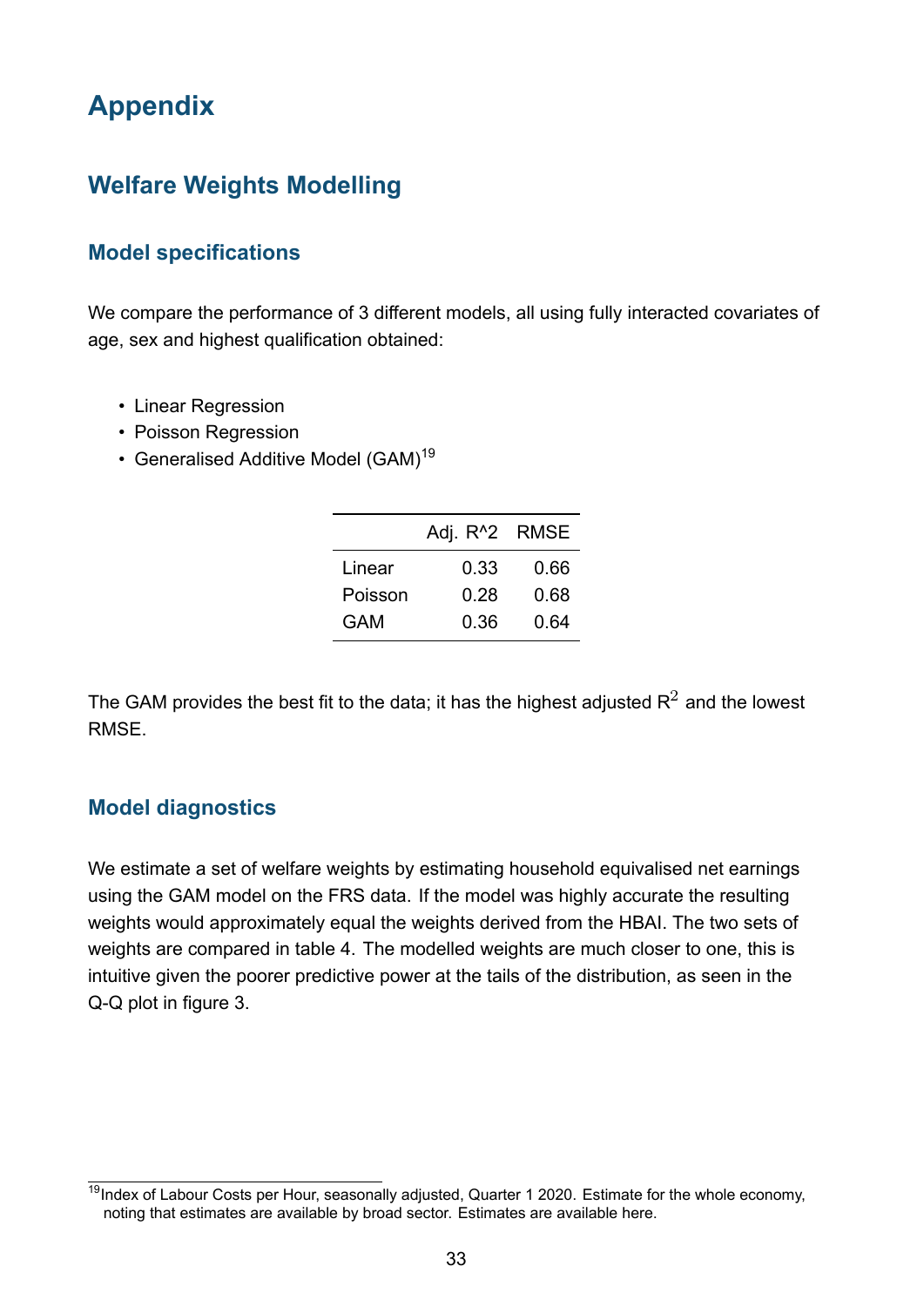# Appendix

## Welfare Weights Modelling

### Model specifications

We compare the performance of 3 different models, all using fully interacted covariates of age, sex and highest qualification obtained:

- Linear Regression
- Poisson Regression
- Generalised Additive Model (GAM)[19]

| | Adj. R^2 | RMSE |
|---|---|---|
| Linear | 0.33 | 0.66 |
| Poisson | 0.28 | 0.68 |
| GAM | 0.36 | 0.64 |

The GAM provides the best fit to the data; it has the highest adjusted $R^2$ and the lowest RMSE.

### Model diagnostics

We estimate a set of welfare weights by estimating household equivalised net earnings using the GAM model on the FRS data. If the model was highly accurate the resulting weights would approximately equal the weights derived from the HBAI. The two sets of weights are compared in table 4. The modelled weights are much closer to one, this is intuitive given the poorer predictive power at the tails of the distribution, as seen in the Q-Q plot in figure 3.

---

[19] Index of Labour Costs per Hour, seasonally adjusted, Quarter 1 2020. Estimate for the whole economy, noting that estimates are available by broad sector. Estimates are available here.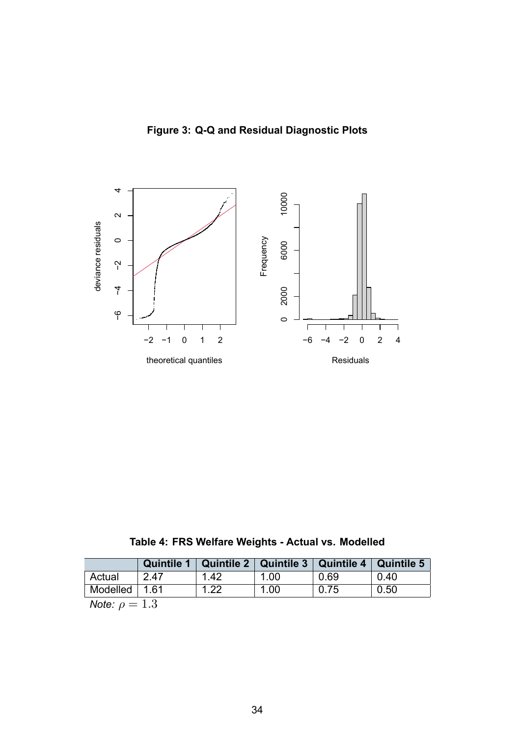**Figure 3: Q-Q and Residual Diagnostic Plots**

**Table 4: FRS Welfare Weights - Actual vs. Modelled**

| | Quintile 1 | Quintile 2 | Quintile 3 | Quintile 4 | Quintile 5 |
|---|---|---|---|---|---|
| Actual | 2.47 | 1.42 | 1.00 | 0.69 | 0.40 |
| Modelled | 1.61 | 1.22 | 1.00 | 0.75 | 0.50 |

*Note:* $\rho = 1.3$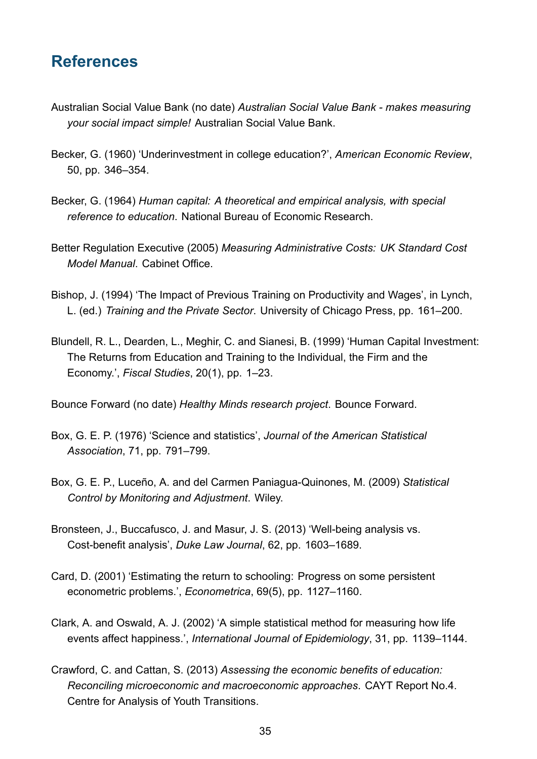## References

Australian Social Value Bank (no date) *Australian Social Value Bank - makes measuring your social impact simple!* Australian Social Value Bank.

Becker, G. (1960) 'Underinvestment in college education?', *American Economic Review*, 50, pp. 346–354.

Becker, G. (1964) *Human capital: A theoretical and empirical analysis, with special reference to education*. National Bureau of Economic Research.

Better Regulation Executive (2005) *Measuring Administrative Costs: UK Standard Cost Model Manual*. Cabinet Office.

Bishop, J. (1994) 'The Impact of Previous Training on Productivity and Wages', in Lynch, L. (ed.) *Training and the Private Sector*. University of Chicago Press, pp. 161–200.

Blundell, R. L., Dearden, L., Meghir, C. and Sianesi, B. (1999) 'Human Capital Investment: The Returns from Education and Training to the Individual, the Firm and the Economy.', *Fiscal Studies*, 20(1), pp. 1–23.

Bounce Forward (no date) *Healthy Minds research project*. Bounce Forward.

Box, G. E. P. (1976) 'Science and statistics', *Journal of the American Statistical Association*, 71, pp. 791–799.

Box, G. E. P., Luceño, A. and del Carmen Paniagua-Quinones, M. (2009) *Statistical Control by Monitoring and Adjustment*. Wiley.

Bronsteen, J., Buccafusco, J. and Masur, J. S. (2013) 'Well-being analysis vs. Cost-benefit analysis', *Duke Law Journal*, 62, pp. 1603–1689.

Card, D. (2001) 'Estimating the return to schooling: Progress on some persistent econometric problems.', *Econometrica*, 69(5), pp. 1127–1160.

Clark, A. and Oswald, A. J. (2002) 'A simple statistical method for measuring how life events affect happiness.', *International Journal of Epidemiology*, 31, pp. 1139–1144.

Crawford, C. and Cattan, S. (2013) *Assessing the economic benefits of education: Reconciling microeconomic and macroeconomic approaches*. CAYT Report No.4. Centre for Analysis of Youth Transitions.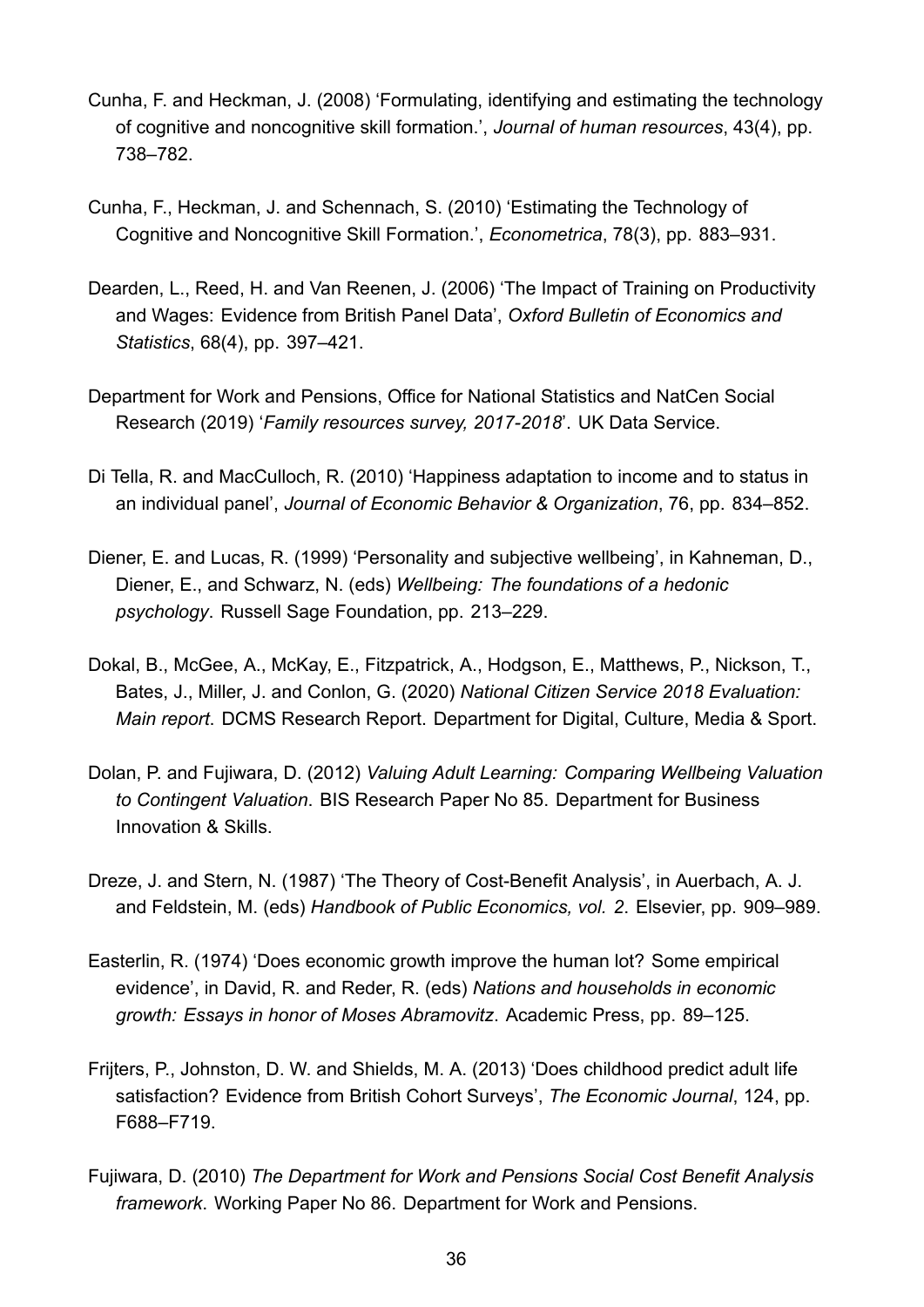Cunha, F. and Heckman, J. (2008) 'Formulating, identifying and estimating the technology of cognitive and noncognitive skill formation.', *Journal of human resources*, 43(4), pp. 738–782.

Cunha, F., Heckman, J. and Schennach, S. (2010) 'Estimating the Technology of Cognitive and Noncognitive Skill Formation.', *Econometrica*, 78(3), pp. 883–931.

Dearden, L., Reed, H. and Van Reenen, J. (2006) 'The Impact of Training on Productivity and Wages: Evidence from British Panel Data', *Oxford Bulletin of Economics and Statistics*, 68(4), pp. 397–421.

Department for Work and Pensions, Office for National Statistics and NatCen Social Research (2019) '*Family resources survey, 2017-2018*'. UK Data Service.

Di Tella, R. and MacCulloch, R. (2010) 'Happiness adaptation to income and to status in an individual panel', *Journal of Economic Behavior & Organization*, 76, pp. 834–852.

Diener, E. and Lucas, R. (1999) 'Personality and subjective wellbeing', in Kahneman, D., Diener, E., and Schwarz, N. (eds) *Wellbeing: The foundations of a hedonic psychology*. Russell Sage Foundation, pp. 213–229.

Dokal, B., McGee, A., McKay, E., Fitzpatrick, A., Hodgson, E., Matthews, P., Nickson, T., Bates, J., Miller, J. and Conlon, G. (2020) *National Citizen Service 2018 Evaluation: Main report*. DCMS Research Report. Department for Digital, Culture, Media & Sport.

Dolan, P. and Fujiwara, D. (2012) *Valuing Adult Learning: Comparing Wellbeing Valuation to Contingent Valuation*. BIS Research Paper No 85. Department for Business Innovation & Skills.

Dreze, J. and Stern, N. (1987) 'The Theory of Cost-Benefit Analysis', in Auerbach, A. J. and Feldstein, M. (eds) *Handbook of Public Economics, vol. 2*. Elsevier, pp. 909–989.

Easterlin, R. (1974) 'Does economic growth improve the human lot? Some empirical evidence', in David, R. and Reder, R. (eds) *Nations and households in economic growth: Essays in honor of Moses Abramovitz*. Academic Press, pp. 89–125.

Frijters, P., Johnston, D. W. and Shields, M. A. (2013) 'Does childhood predict adult life satisfaction? Evidence from British Cohort Surveys', *The Economic Journal*, 124, pp. F688–F719.

Fujiwara, D. (2010) *The Department for Work and Pensions Social Cost Benefit Analysis framework*. Working Paper No 86. Department for Work and Pensions.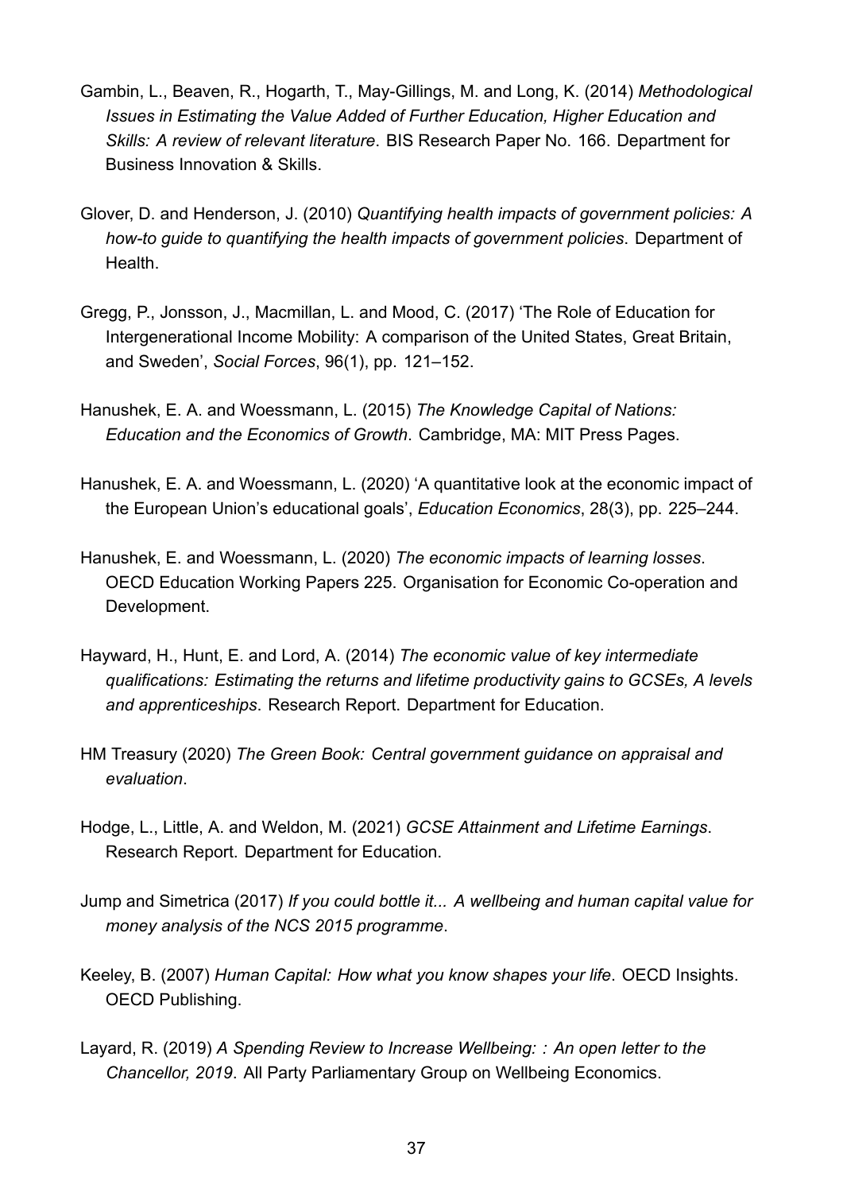Gambin, L., Beaven, R., Hogarth, T., May-Gillings, M. and Long, K. (2014) *Methodological Issues in Estimating the Value Added of Further Education, Higher Education and Skills: A review of relevant literature*. BIS Research Paper No. 166. Department for Business Innovation & Skills.

Glover, D. and Henderson, J. (2010) *Quantifying health impacts of government policies: A how-to guide to quantifying the health impacts of government policies*. Department of Health.

Gregg, P., Jonsson, J., Macmillan, L. and Mood, C. (2017) 'The Role of Education for Intergenerational Income Mobility: A comparison of the United States, Great Britain, and Sweden', *Social Forces*, 96(1), pp. 121–152.

Hanushek, E. A. and Woessmann, L. (2015) *The Knowledge Capital of Nations: Education and the Economics of Growth*. Cambridge, MA: MIT Press Pages.

Hanushek, E. A. and Woessmann, L. (2020) 'A quantitative look at the economic impact of the European Union's educational goals', *Education Economics*, 28(3), pp. 225–244.

Hanushek, E. and Woessmann, L. (2020) *The economic impacts of learning losses*. OECD Education Working Papers 225. Organisation for Economic Co-operation and Development.

Hayward, H., Hunt, E. and Lord, A. (2014) *The economic value of key intermediate qualifications: Estimating the returns and lifetime productivity gains to GCSEs, A levels and apprenticeships*. Research Report. Department for Education.

HM Treasury (2020) *The Green Book: Central government guidance on appraisal and evaluation*.

Hodge, L., Little, A. and Weldon, M. (2021) *GCSE Attainment and Lifetime Earnings*. Research Report. Department for Education.

Jump and Simetrica (2017) *If you could bottle it... A wellbeing and human capital value for money analysis of the NCS 2015 programme*.

Keeley, B. (2007) *Human Capital: How what you know shapes your life*. OECD Insights. OECD Publishing.

Layard, R. (2019) *A Spending Review to Increase Wellbeing: : An open letter to the Chancellor, 2019*. All Party Parliamentary Group on Wellbeing Economics.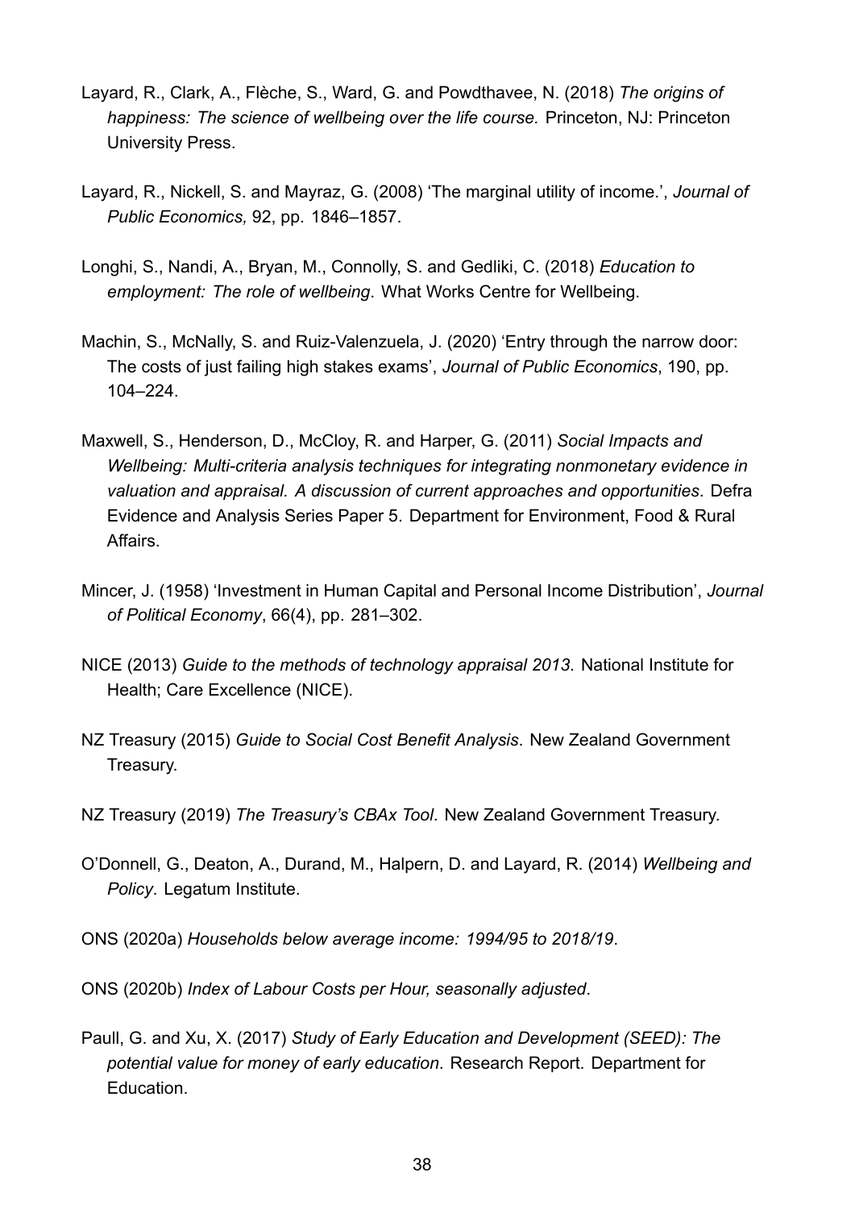Layard, R., Clark, A., Flèche, S., Ward, G. and Powdthavee, N. (2018) *The origins of happiness: The science of wellbeing over the life course.* Princeton, NJ: Princeton University Press.

Layard, R., Nickell, S. and Mayraz, G. (2008) 'The marginal utility of income.', *Journal of Public Economics,* 92, pp. 1846–1857.

Longhi, S., Nandi, A., Bryan, M., Connolly, S. and Gedliki, C. (2018) *Education to employment: The role of wellbeing*. What Works Centre for Wellbeing.

Machin, S., McNally, S. and Ruiz-Valenzuela, J. (2020) 'Entry through the narrow door: The costs of just failing high stakes exams', *Journal of Public Economics*, 190, pp. 104–224.

Maxwell, S., Henderson, D., McCloy, R. and Harper, G. (2011) *Social Impacts and Wellbeing: Multi-criteria analysis techniques for integrating nonmonetary evidence in valuation and appraisal. A discussion of current approaches and opportunities*. Defra Evidence and Analysis Series Paper 5. Department for Environment, Food & Rural Affairs.

Mincer, J. (1958) 'Investment in Human Capital and Personal Income Distribution', *Journal of Political Economy*, 66(4), pp. 281–302.

NICE (2013) *Guide to the methods of technology appraisal 2013*. National Institute for Health; Care Excellence (NICE).

NZ Treasury (2015) *Guide to Social Cost Benefit Analysis*. New Zealand Government Treasury.

NZ Treasury (2019) *The Treasury's CBAx Tool*. New Zealand Government Treasury.

O'Donnell, G., Deaton, A., Durand, M., Halpern, D. and Layard, R. (2014) *Wellbeing and Policy*. Legatum Institute.

ONS (2020a) *Households below average income: 1994/95 to 2018/19*.

ONS (2020b) *Index of Labour Costs per Hour, seasonally adjusted*.

Paull, G. and Xu, X. (2017) *Study of Early Education and Development (SEED): The potential value for money of early education*. Research Report. Department for Education.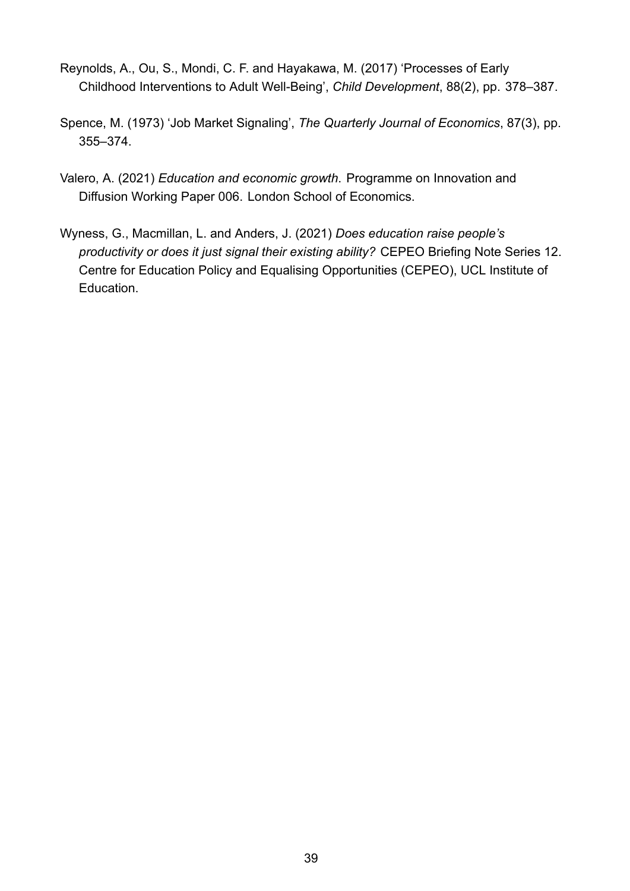Reynolds, A., Ou, S., Mondi, C. F. and Hayakawa, M. (2017) 'Processes of Early Childhood Interventions to Adult Well-Being', *Child Development*, 88(2), pp. 378–387.

Spence, M. (1973) 'Job Market Signaling', *The Quarterly Journal of Economics*, 87(3), pp. 355–374.

Valero, A. (2021) *Education and economic growth*. Programme on Innovation and Diffusion Working Paper 006. London School of Economics.

Wyness, G., Macmillan, L. and Anders, J. (2021) *Does education raise people's productivity or does it just signal their existing ability?* CEPEO Briefing Note Series 12. Centre for Education Policy and Equalising Opportunities (CEPEO), UCL Institute of Education.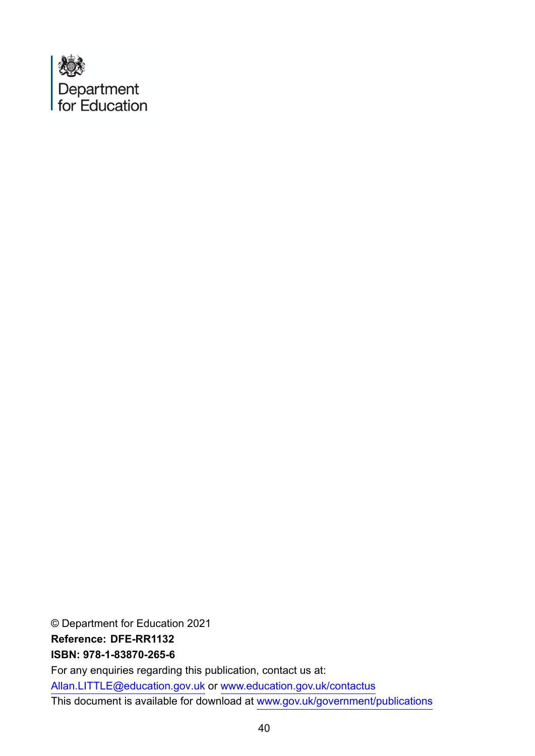Department for Education

© Department for Education 2021

**Reference: DFE-RR1132**

**ISBN: 978-1-83870-265-6**

For any enquiries regarding this publication, contact us at:
Allan.LITTLE@education.gov.uk or www.education.gov.uk/contactus

This document is available for download at www.gov.uk/government/publications